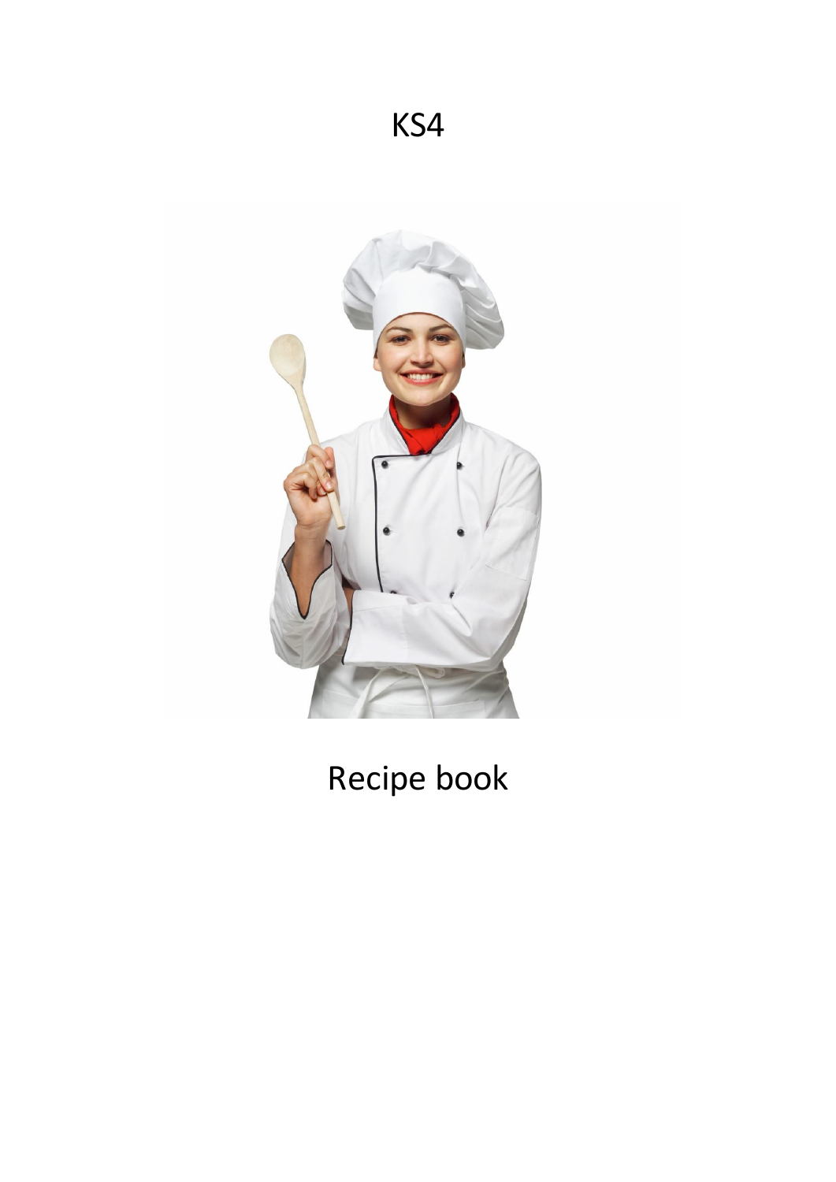# KS4

# Recipe book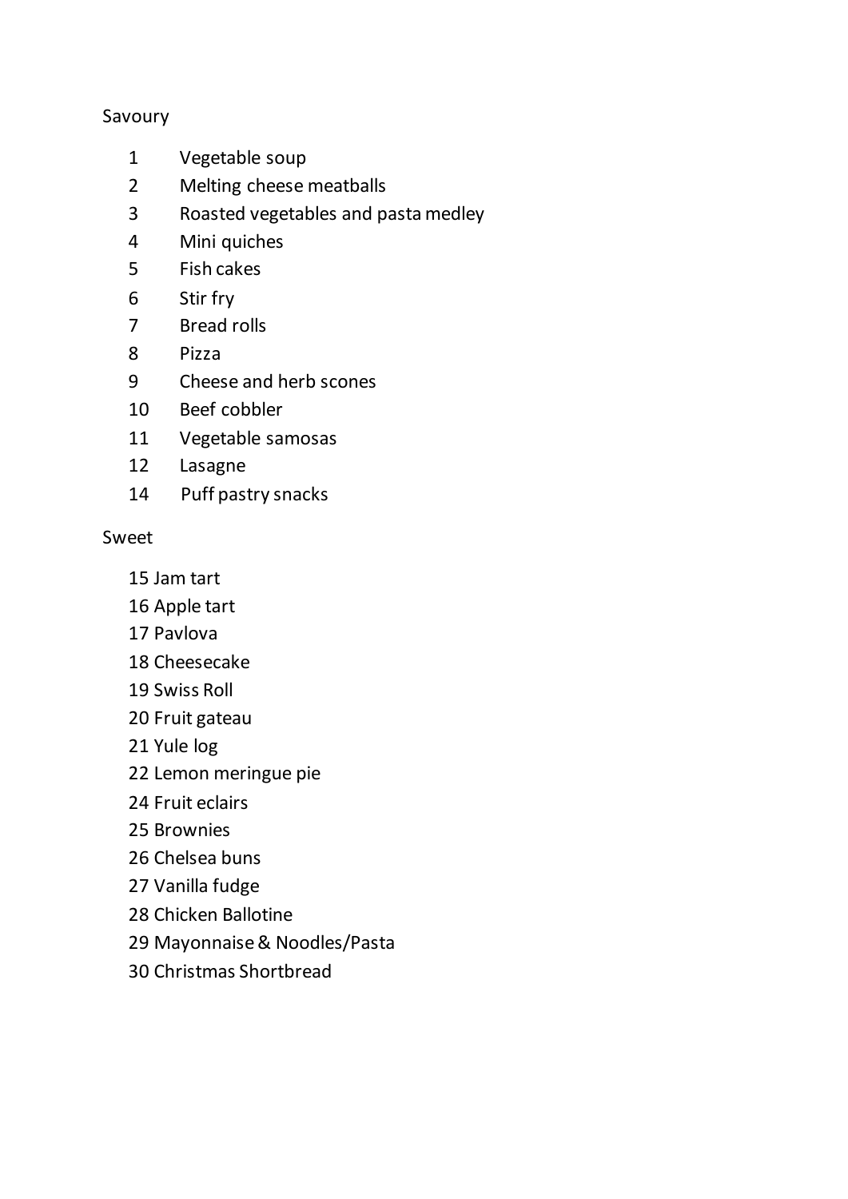Savoury

1 Vegetable soup
2 Melting cheese meatballs
3 Roasted vegetables and pasta medley
4 Mini quiches
5 Fish cakes
6 Stir fry
7 Bread rolls
8 Pizza
9 Cheese and herb scones
10 Beef cobbler
11 Vegetable samosas
12 Lasagne
14 Puff pastry snacks

Sweet

15 Jam tart
16 Apple tart
17 Pavlova
18 Cheesecake
19 Swiss Roll
20 Fruit gateau
21 Yule log
22 Lemon meringue pie
24 Fruit eclairs
25 Brownies
26 Chelsea buns
27 Vanilla fudge
28 Chicken Ballotine
29 Mayonnaise & Noodles/Pasta
30 Christmas Shortbread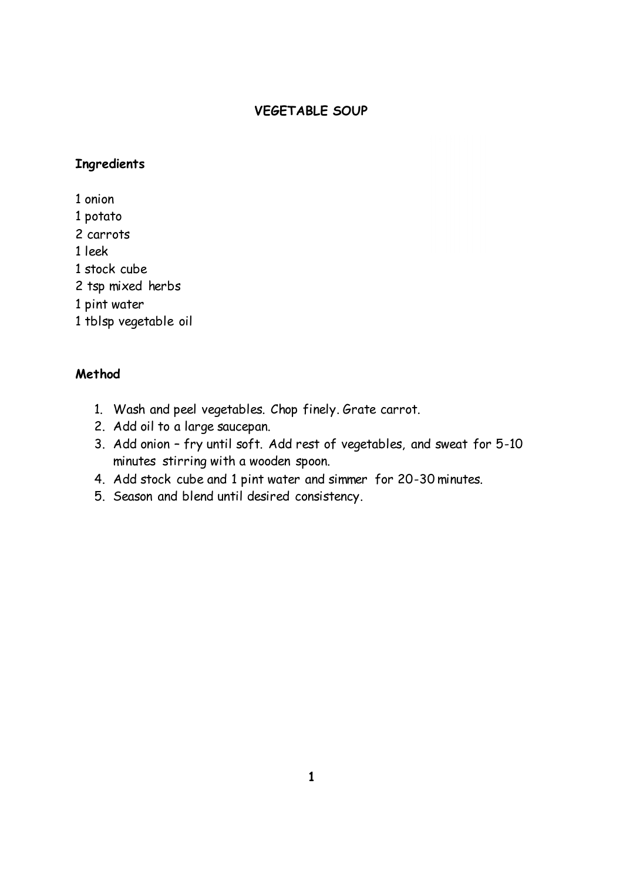# VEGETABLE SOUP

**Ingredients**

1 onion
1 potato
2 carrots
1 leek
1 stock cube
2 tsp mixed herbs
1 pint water
1 tblsp vegetable oil

**Method**

1. Wash and peel vegetables. Chop finely. Grate carrot.
2. Add oil to a large saucepan.
3. Add onion – fry until soft. Add rest of vegetables, and sweat for 5-10 minutes stirring with a wooden spoon.
4. Add stock cube and 1 pint water and simmer for 20-30 minutes.
5. Season and blend until desired consistency.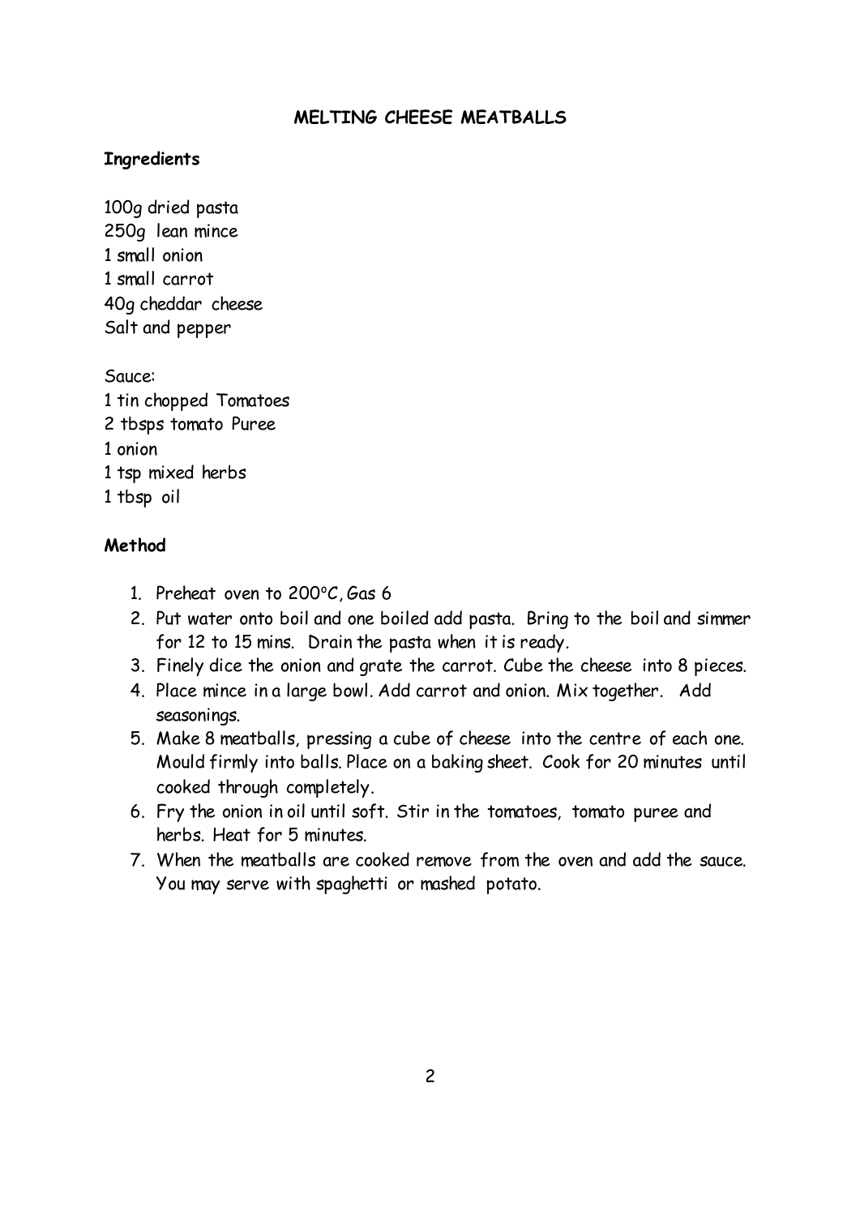# MELTING CHEESE MEATBALLS

## Ingredients

100g dried pasta
250g lean mince
1 small onion
1 small carrot
40g cheddar cheese
Salt and pepper

Sauce:
1 tin chopped Tomatoes
2 tbsps tomato Puree
1 onion
1 tsp mixed herbs
1 tbsp oil

## Method

1. Preheat oven to 200°C, Gas 6
2. Put water onto boil and one boiled add pasta. Bring to the boil and simmer for 12 to 15 mins. Drain the pasta when it is ready.
3. Finely dice the onion and grate the carrot. Cube the cheese into 8 pieces.
4. Place mince in a large bowl. Add carrot and onion. Mix together. Add seasonings.
5. Make 8 meatballs, pressing a cube of cheese into the centre of each one. Mould firmly into balls. Place on a baking sheet. Cook for 20 minutes until cooked through completely.
6. Fry the onion in oil until soft. Stir in the tomatoes, tomato puree and herbs. Heat for 5 minutes.
7. When the meatballs are cooked remove from the oven and add the sauce. You may serve with spaghetti or mashed potato.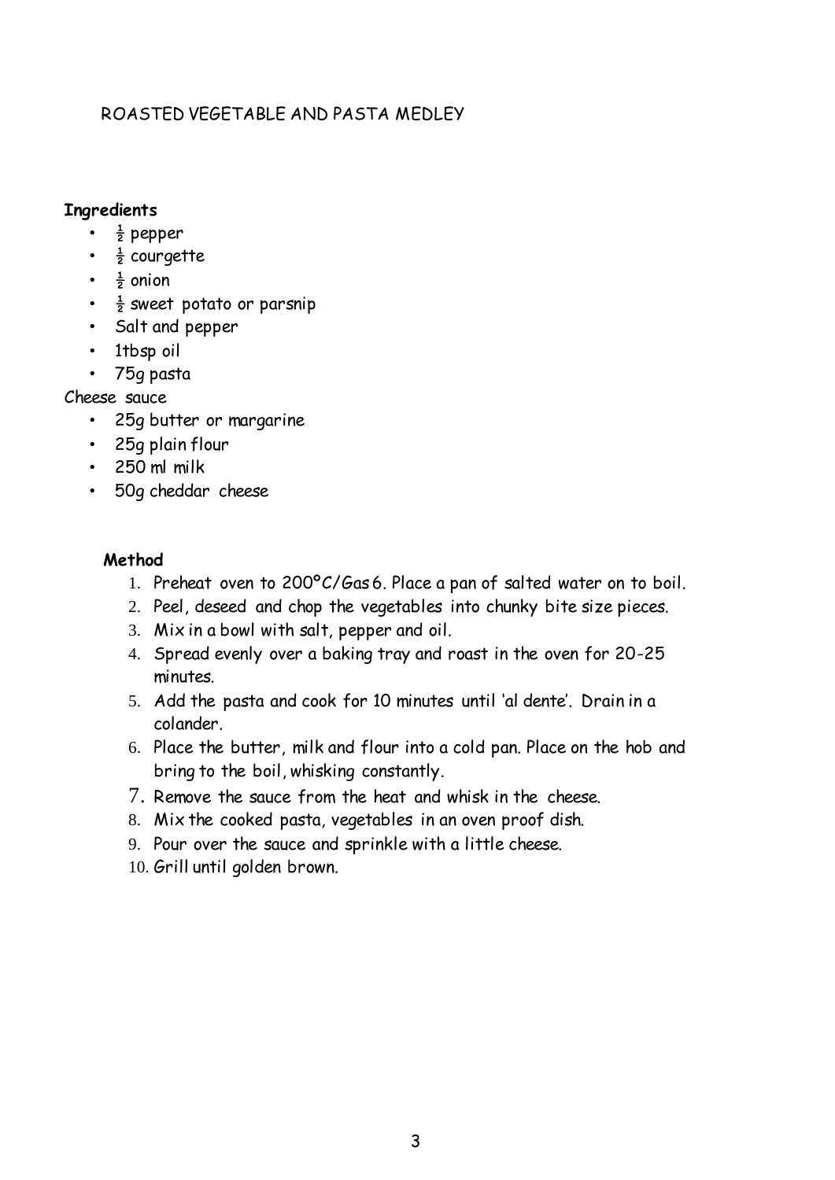# ROASTED VEGETABLE AND PASTA MEDLEY

**Ingredients**

- ½ pepper
- ½ courgette
- ½ onion
- ½ sweet potato or parsnip
- Salt and pepper
- 1tbsp oil
- 75g pasta

Cheese sauce

- 25g butter or margarine
- 25g plain flour
- 250 ml milk
- 50g cheddar cheese

**Method**

1. Preheat oven to 200°C/Gas 6. Place a pan of salted water on to boil.
2. Peel, deseed and chop the vegetables into chunky bite size pieces.
3. Mix in a bowl with salt, pepper and oil.
4. Spread evenly over a baking tray and roast in the oven for 20-25 minutes.
5. Add the pasta and cook for 10 minutes until 'al dente'. Drain in a colander.
6. Place the butter, milk and flour into a cold pan. Place on the hob and bring to the boil, whisking constantly.
7. Remove the sauce from the heat and whisk in the cheese.
8. Mix the cooked pasta, vegetables in an oven proof dish.
9. Pour over the sauce and sprinkle with a little cheese.
10. Grill until golden brown.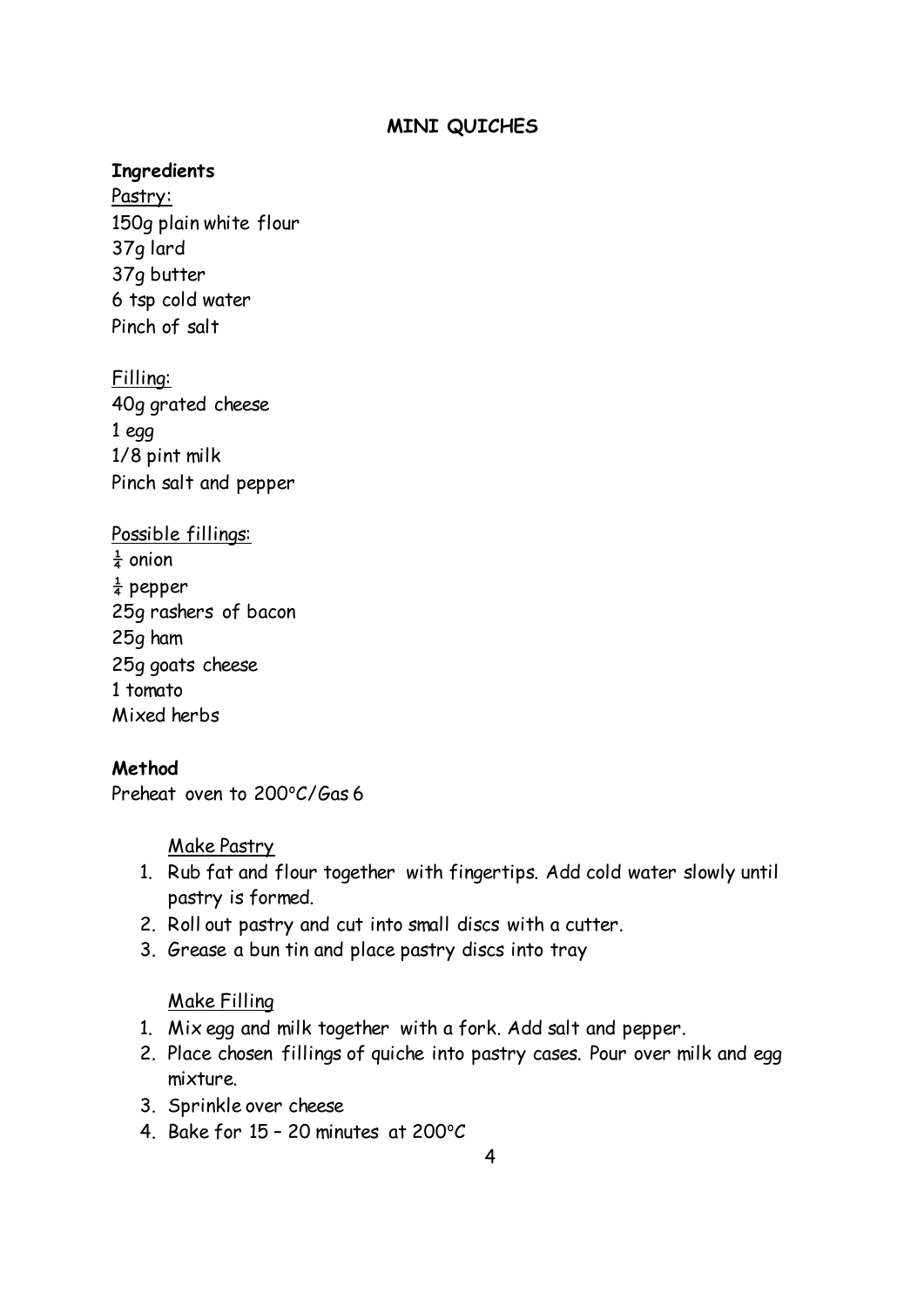# MINI QUICHES

**Ingredients**

Pastry:
150g plain white flour
37g lard
37g butter
6 tsp cold water
Pinch of salt

Filling:
40g grated cheese
1 egg
1/8 pint milk
Pinch salt and pepper

Possible fillings:
¼ onion
¼ pepper
25g rashers of bacon
25g ham
25g goats cheese
1 tomato
Mixed herbs

**Method**

Preheat oven to 200°C/Gas 6

Make Pastry

1. Rub fat and flour together with fingertips. Add cold water slowly until pastry is formed.
2. Roll out pastry and cut into small discs with a cutter.
3. Grease a bun tin and place pastry discs into tray

Make Filling

1. Mix egg and milk together with a fork. Add salt and pepper.
2. Place chosen fillings of quiche into pastry cases. Pour over milk and egg mixture.
3. Sprinkle over cheese
4. Bake for 15 – 20 minutes at 200°C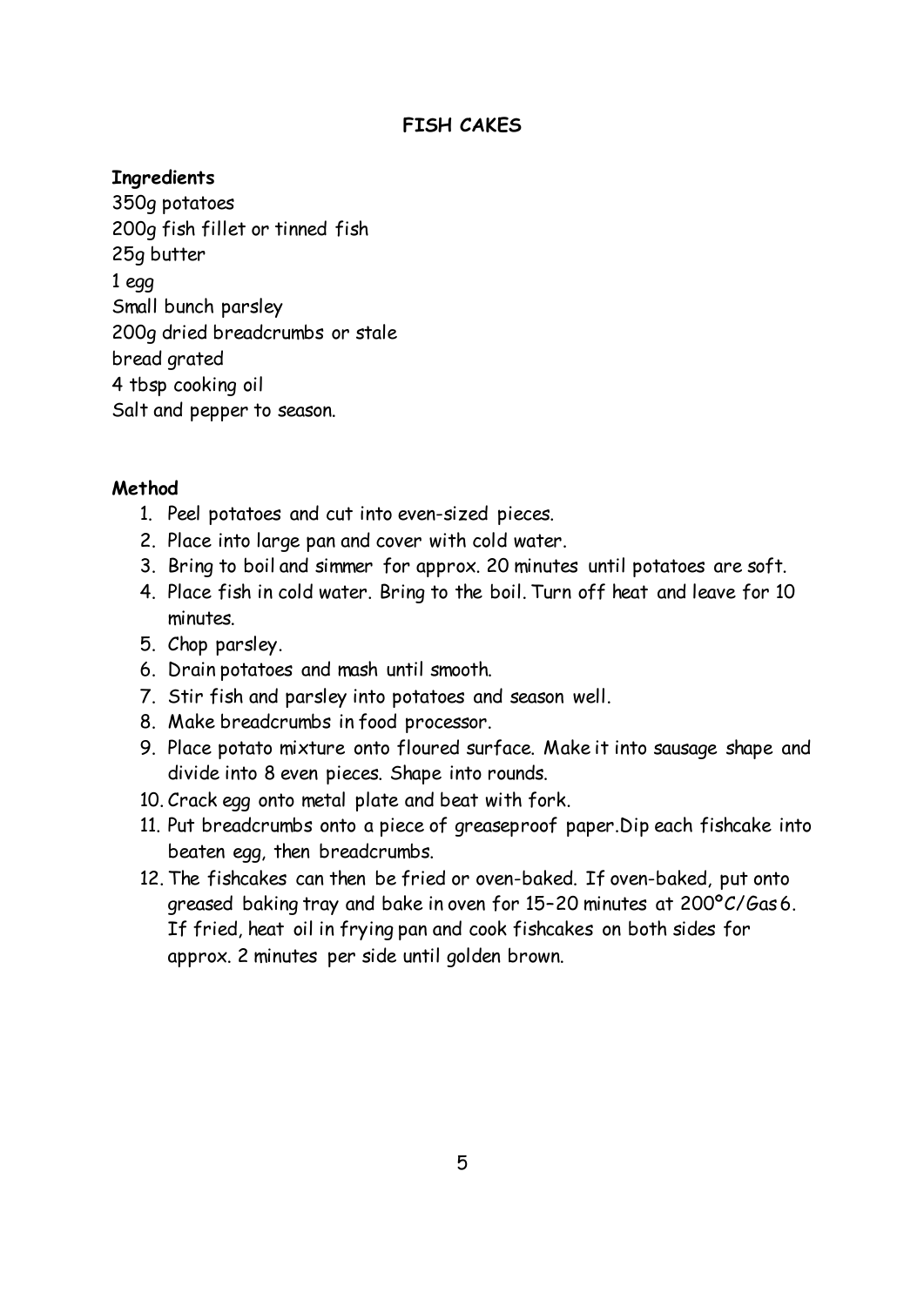## FISH CAKES

**Ingredients**

350g potatoes
200g fish fillet or tinned fish
25g butter
1 egg
Small bunch parsley
200g dried breadcrumbs or stale bread grated
4 tbsp cooking oil
Salt and pepper to season.

**Method**

1. Peel potatoes and cut into even-sized pieces.
2. Place into large pan and cover with cold water.
3. Bring to boil and simmer for approx. 20 minutes until potatoes are soft.
4. Place fish in cold water. Bring to the boil. Turn off heat and leave for 10 minutes.
5. Chop parsley.
6. Drain potatoes and mash until smooth.
7. Stir fish and parsley into potatoes and season well.
8. Make breadcrumbs in food processor.
9. Place potato mixture onto floured surface. Make it into sausage shape and divide into 8 even pieces. Shape into rounds.
10. Crack egg onto metal plate and beat with fork.
11. Put breadcrumbs onto a piece of greaseproof paper.Dip each fishcake into beaten egg, then breadcrumbs.
12. The fishcakes can then be fried or oven-baked. If oven-baked, put onto greased baking tray and bake in oven for 15–20 minutes at 200°C/Gas 6. If fried, heat oil in frying pan and cook fishcakes on both sides for approx. 2 minutes per side until golden brown.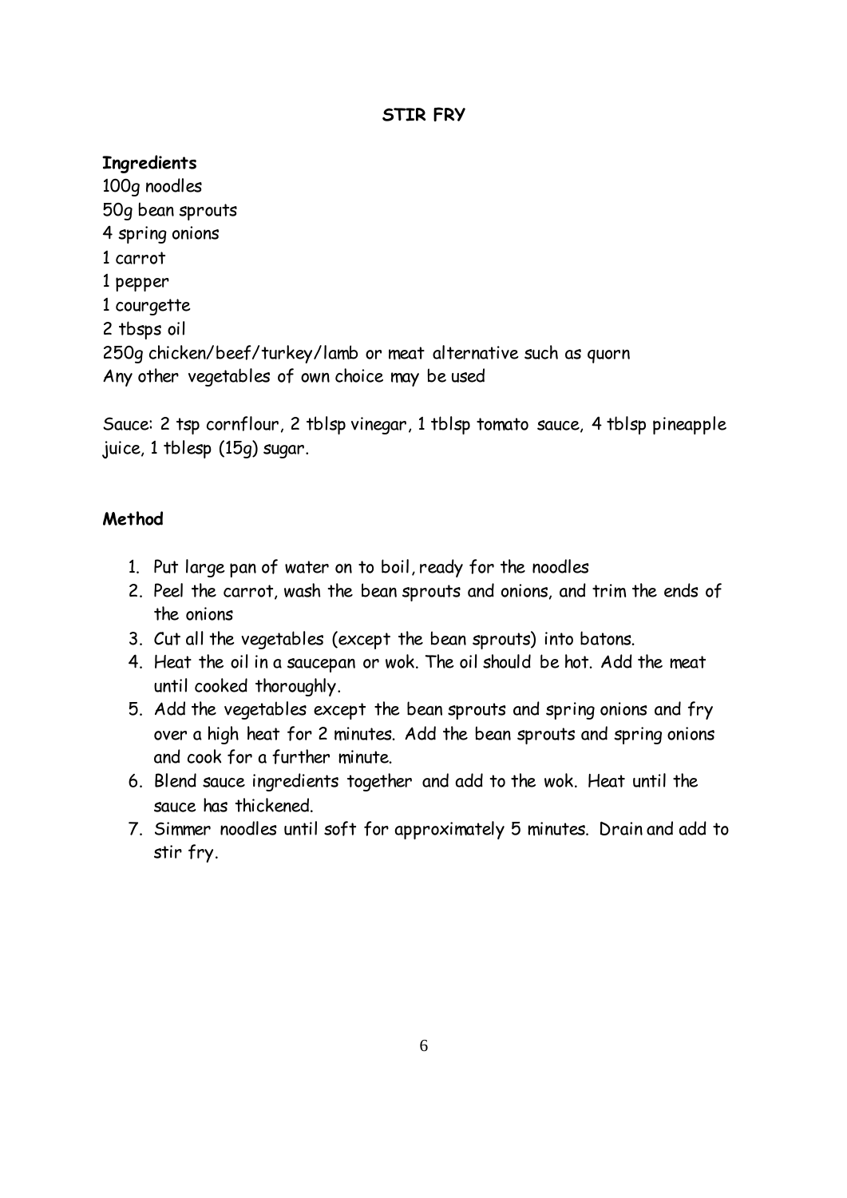# STIR FRY

**Ingredients**

100g noodles
50g bean sprouts
4 spring onions
1 carrot
1 pepper
1 courgette
2 tbsps oil
250g chicken/beef/turkey/lamb or meat alternative such as quorn
Any other vegetables of own choice may be used

Sauce: 2 tsp cornflour, 2 tblsp vinegar, 1 tblsp tomato sauce, 4 tblsp pineapple juice, 1 tblesp (15g) sugar.

**Method**

1. Put large pan of water on to boil, ready for the noodles
2. Peel the carrot, wash the bean sprouts and onions, and trim the ends of the onions
3. Cut all the vegetables (except the bean sprouts) into batons.
4. Heat the oil in a saucepan or wok. The oil should be hot. Add the meat until cooked thoroughly.
5. Add the vegetables except the bean sprouts and spring onions and fry over a high heat for 2 minutes. Add the bean sprouts and spring onions and cook for a further minute.
6. Blend sauce ingredients together and add to the wok. Heat until the sauce has thickened.
7. Simmer noodles until soft for approximately 5 minutes. Drain and add to stir fry.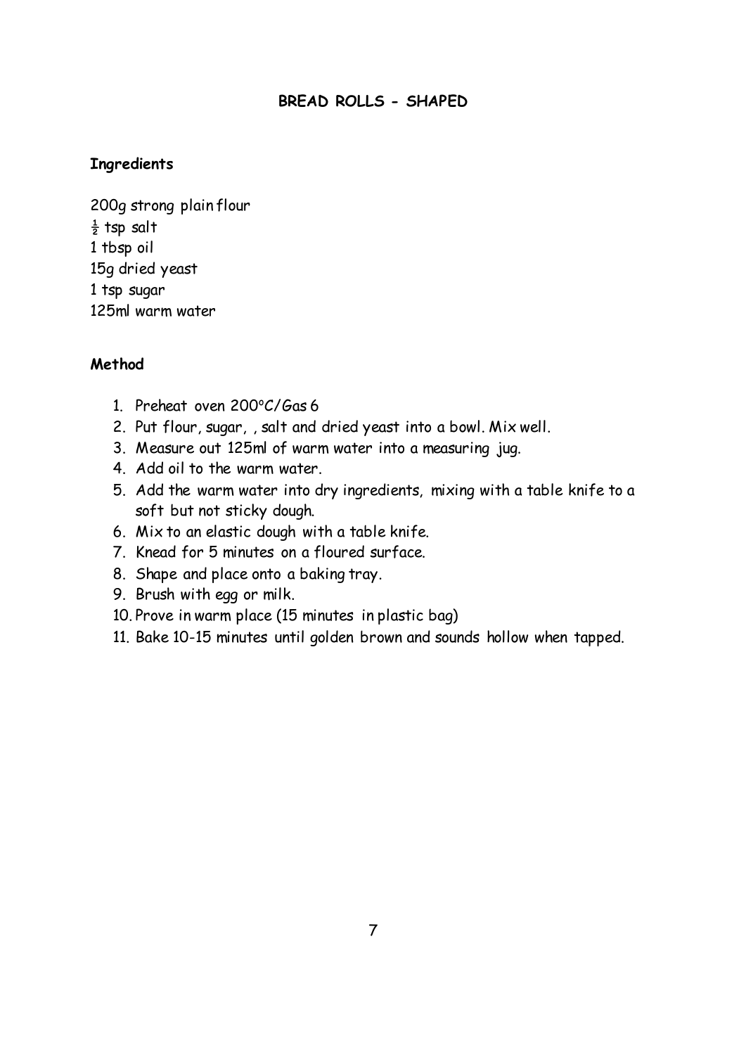# BREAD ROLLS - SHAPED

**Ingredients**

200g strong plain flour
½ tsp salt
1 tbsp oil
15g dried yeast
1 tsp sugar
125ml warm water

**Method**

1. Preheat oven 200°C/Gas 6
2. Put flour, sugar, , salt and dried yeast into a bowl. Mix well.
3. Measure out 125ml of warm water into a measuring jug.
4. Add oil to the warm water.
5. Add the warm water into dry ingredients, mixing with a table knife to a soft but not sticky dough.
6. Mix to an elastic dough with a table knife.
7. Knead for 5 minutes on a floured surface.
8. Shape and place onto a baking tray.
9. Brush with egg or milk.
10. Prove in warm place (15 minutes in plastic bag)
11. Bake 10-15 minutes until golden brown and sounds hollow when tapped.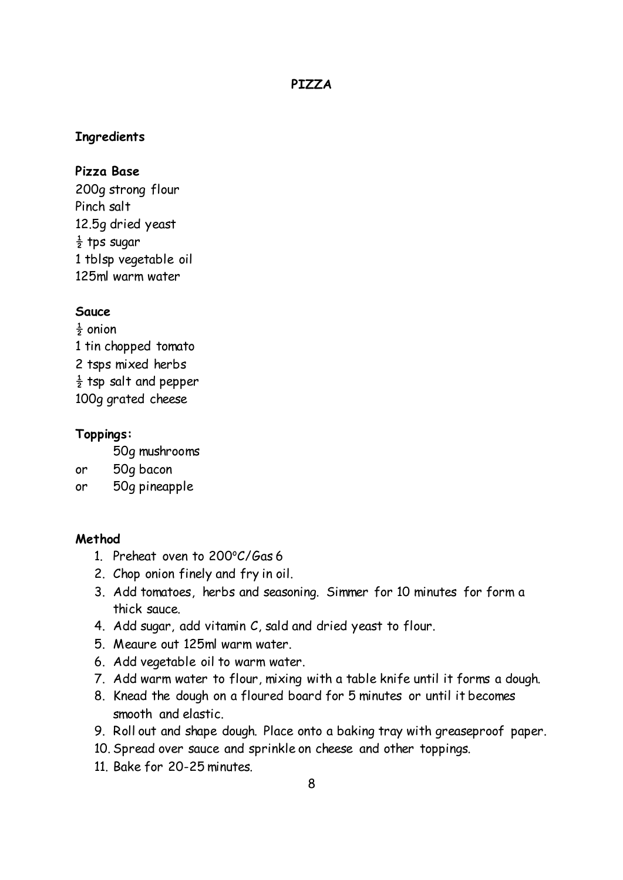# PIZZA

## Ingredients

### Pizza Base

200g strong flour
Pinch salt
12.5g dried yeast
½ tps sugar
1 tblsp vegetable oil
125ml warm water

### Sauce

½ onion
1 tin chopped tomato
2 tsps mixed herbs
½ tsp salt and pepper
100g grated cheese

### Toppings:

50g mushrooms
or 50g bacon
or 50g pineapple

## Method

1. Preheat oven to 200°C/Gas 6
2. Chop onion finely and fry in oil.
3. Add tomatoes, herbs and seasoning. Simmer for 10 minutes for form a thick sauce.
4. Add sugar, add vitamin C, sald and dried yeast to flour.
5. Meaure out 125ml warm water.
6. Add vegetable oil to warm water.
7. Add warm water to flour, mixing with a table knife until it forms a dough.
8. Knead the dough on a floured board for 5 minutes or until it becomes smooth and elastic.
9. Roll out and shape dough. Place onto a baking tray with greaseproof paper.
10. Spread over sauce and sprinkle on cheese and other toppings.
11. Bake for 20-25 minutes.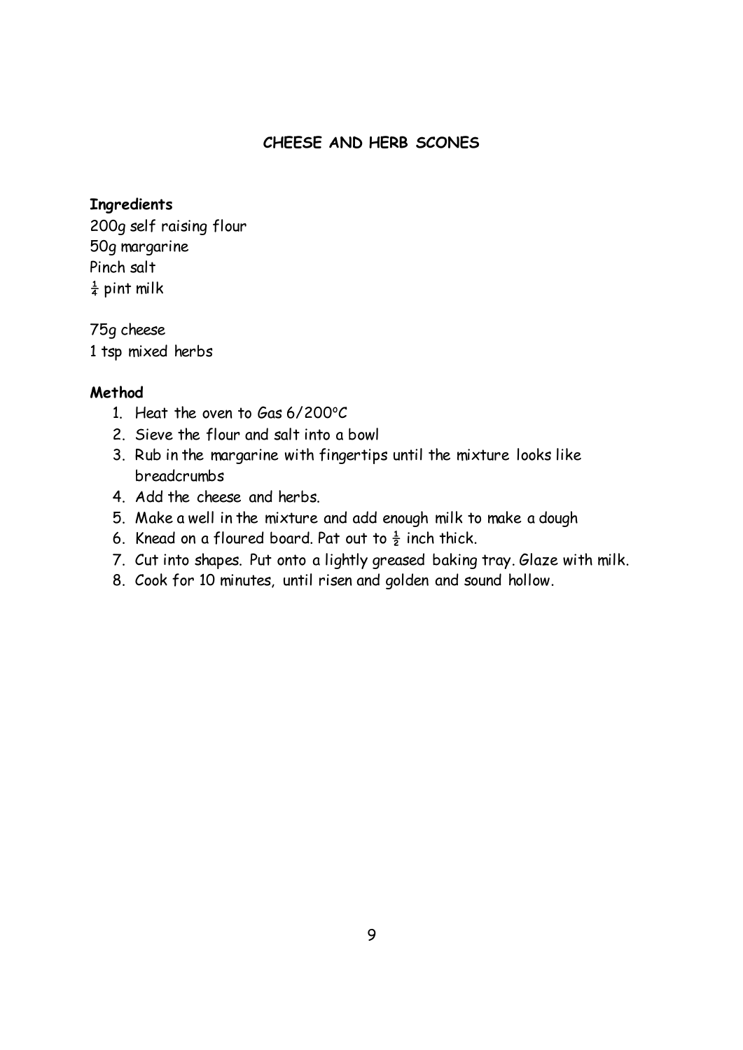# CHEESE AND HERB SCONES

**Ingredients**

200g self raising flour
50g margarine
Pinch salt
¼ pint milk

75g cheese
1 tsp mixed herbs

**Method**

1. Heat the oven to Gas 6/200°C
2. Sieve the flour and salt into a bowl
3. Rub in the margarine with fingertips until the mixture looks like breadcrumbs
4. Add the cheese and herbs.
5. Make a well in the mixture and add enough milk to make a dough
6. Knead on a floured board. Pat out to ½ inch thick.
7. Cut into shapes. Put onto a lightly greased baking tray. Glaze with milk.
8. Cook for 10 minutes, until risen and golden and sound hollow.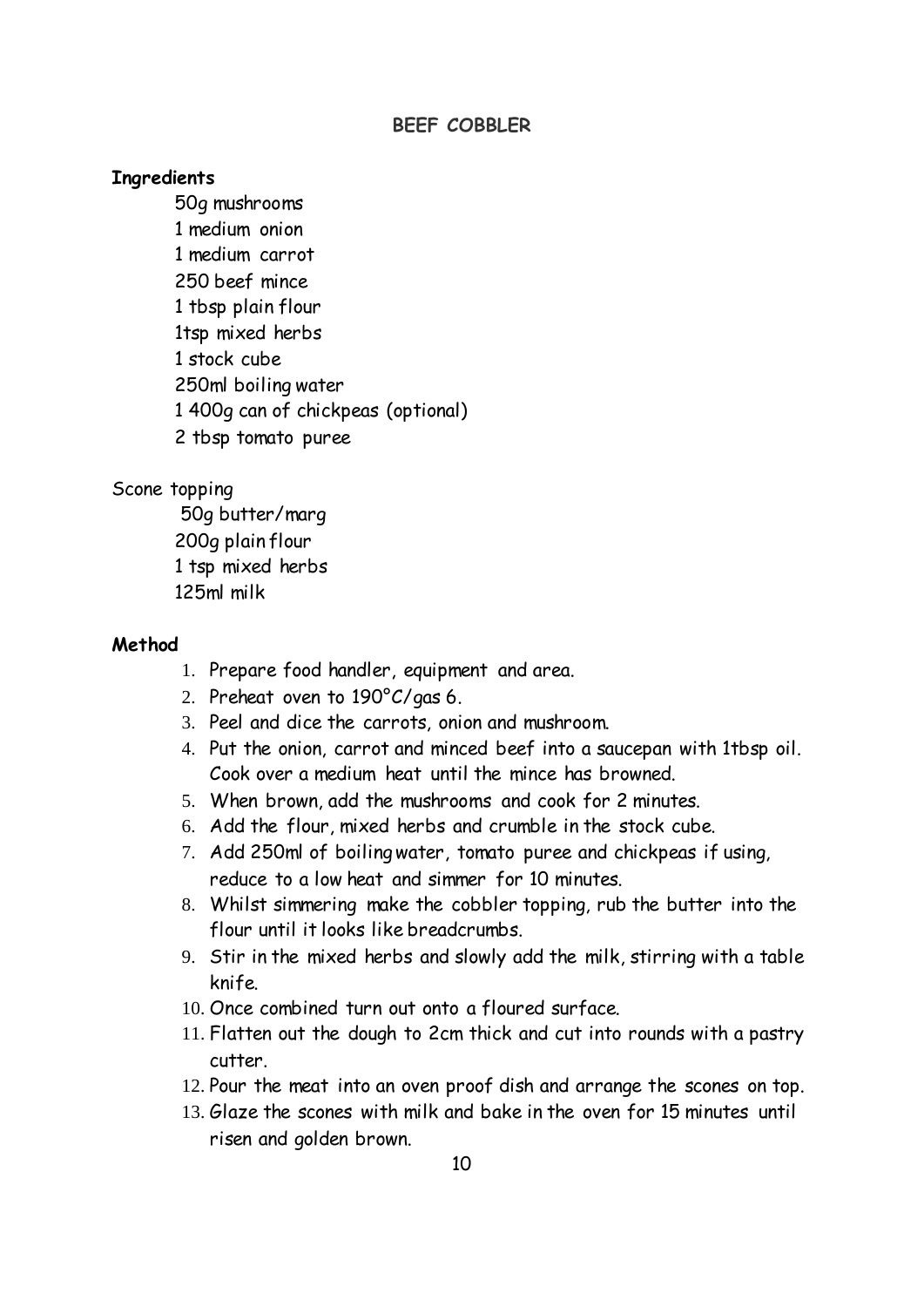## BEEF COBBLER

**Ingredients**

- 50g mushrooms
- 1 medium onion
- 1 medium carrot
- 250 beef mince
- 1 tbsp plain flour
- 1tsp mixed herbs
- 1 stock cube
- 250ml boiling water
- 1 400g can of chickpeas (optional)
- 2 tbsp tomato puree

Scone topping

- 50g butter/marg
- 200g plain flour
- 1 tsp mixed herbs
- 125ml milk

**Method**

1. Prepare food handler, equipment and area.
2. Preheat oven to 190°C/gas 6.
3. Peel and dice the carrots, onion and mushroom.
4. Put the onion, carrot and minced beef into a saucepan with 1tbsp oil. Cook over a medium heat until the mince has browned.
5. When brown, add the mushrooms and cook for 2 minutes.
6. Add the flour, mixed herbs and crumble in the stock cube.
7. Add 250ml of boiling water, tomato puree and chickpeas if using, reduce to a low heat and simmer for 10 minutes.
8. Whilst simmering make the cobbler topping, rub the butter into the flour until it looks like breadcrumbs.
9. Stir in the mixed herbs and slowly add the milk, stirring with a table knife.
10. Once combined turn out onto a floured surface.
11. Flatten out the dough to 2cm thick and cut into rounds with a pastry cutter.
12. Pour the meat into an oven proof dish and arrange the scones on top.
13. Glaze the scones with milk and bake in the oven for 15 minutes until risen and golden brown.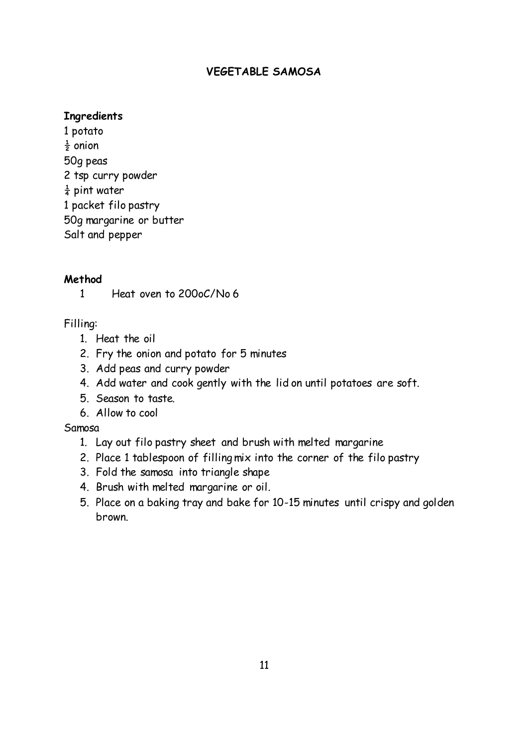# VEGETABLE SAMOSA

**Ingredients**

1 potato
½ onion
50g peas
2 tsp curry powder
¼ pint water
1 packet filo pastry
50g margarine or butter
Salt and pepper

**Method**

1 Heat oven to 200oC/No 6

Filling:

1. Heat the oil
2. Fry the onion and potato for 5 minutes
3. Add peas and curry powder
4. Add water and cook gently with the lid on until potatoes are soft.
5. Season to taste.
6. Allow to cool

Samosa

1. Lay out filo pastry sheet and brush with melted margarine
2. Place 1 tablespoon of filling mix into the corner of the filo pastry
3. Fold the samosa into triangle shape
4. Brush with melted margarine or oil.
5. Place on a baking tray and bake for 10-15 minutes until crispy and golden brown.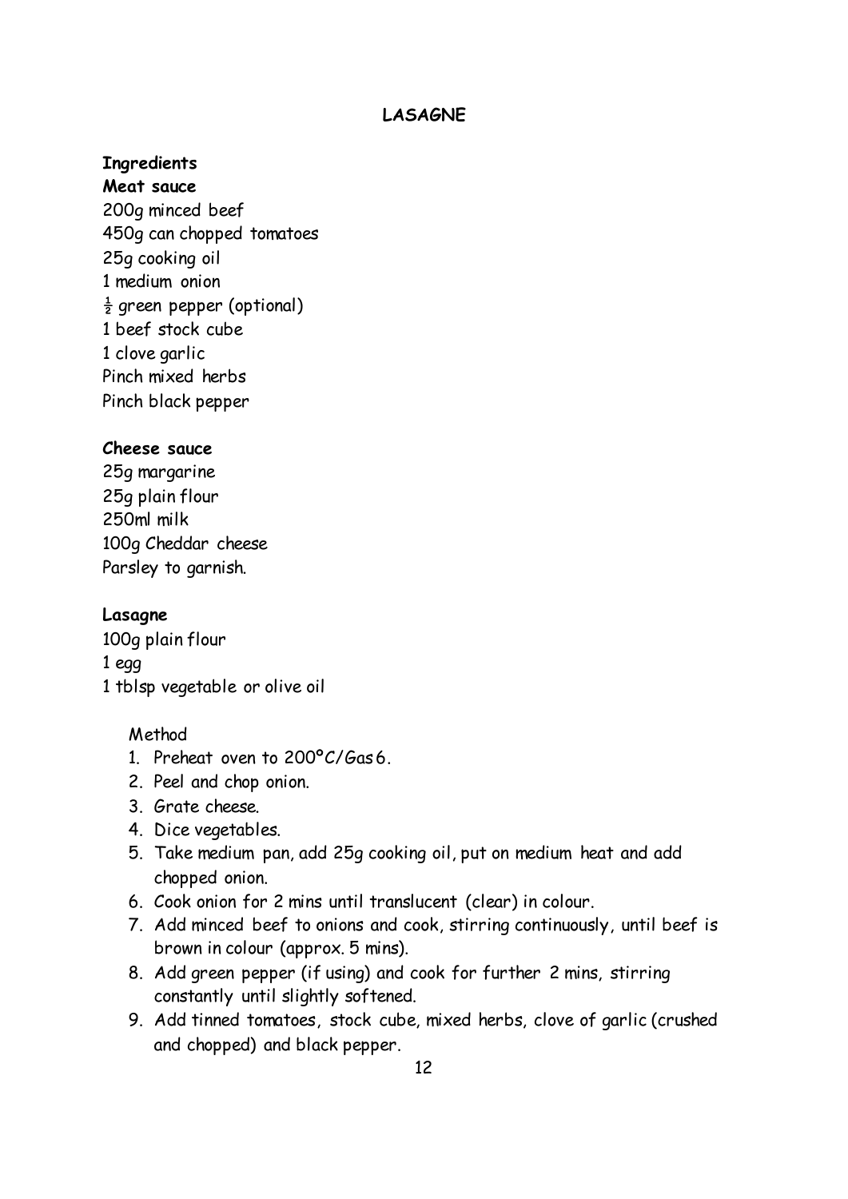## LASAGNE

**Ingredients**

**Meat sauce**

200g minced beef
450g can chopped tomatoes
25g cooking oil
1 medium onion
½ green pepper (optional)
1 beef stock cube
1 clove garlic
Pinch mixed herbs
Pinch black pepper

**Cheese sauce**

25g margarine
25g plain flour
250ml milk
100g Cheddar cheese
Parsley to garnish.

**Lasagne**

100g plain flour
1 egg
1 tblsp vegetable or olive oil

Method

1. Preheat oven to 200ºC/Gas 6.
2. Peel and chop onion.
3. Grate cheese.
4. Dice vegetables.
5. Take medium pan, add 25g cooking oil, put on medium heat and add chopped onion.
6. Cook onion for 2 mins until translucent (clear) in colour.
7. Add minced beef to onions and cook, stirring continuously, until beef is brown in colour (approx. 5 mins).
8. Add green pepper (if using) and cook for further 2 mins, stirring constantly until slightly softened.
9. Add tinned tomatoes, stock cube, mixed herbs, clove of garlic (crushed and chopped) and black pepper.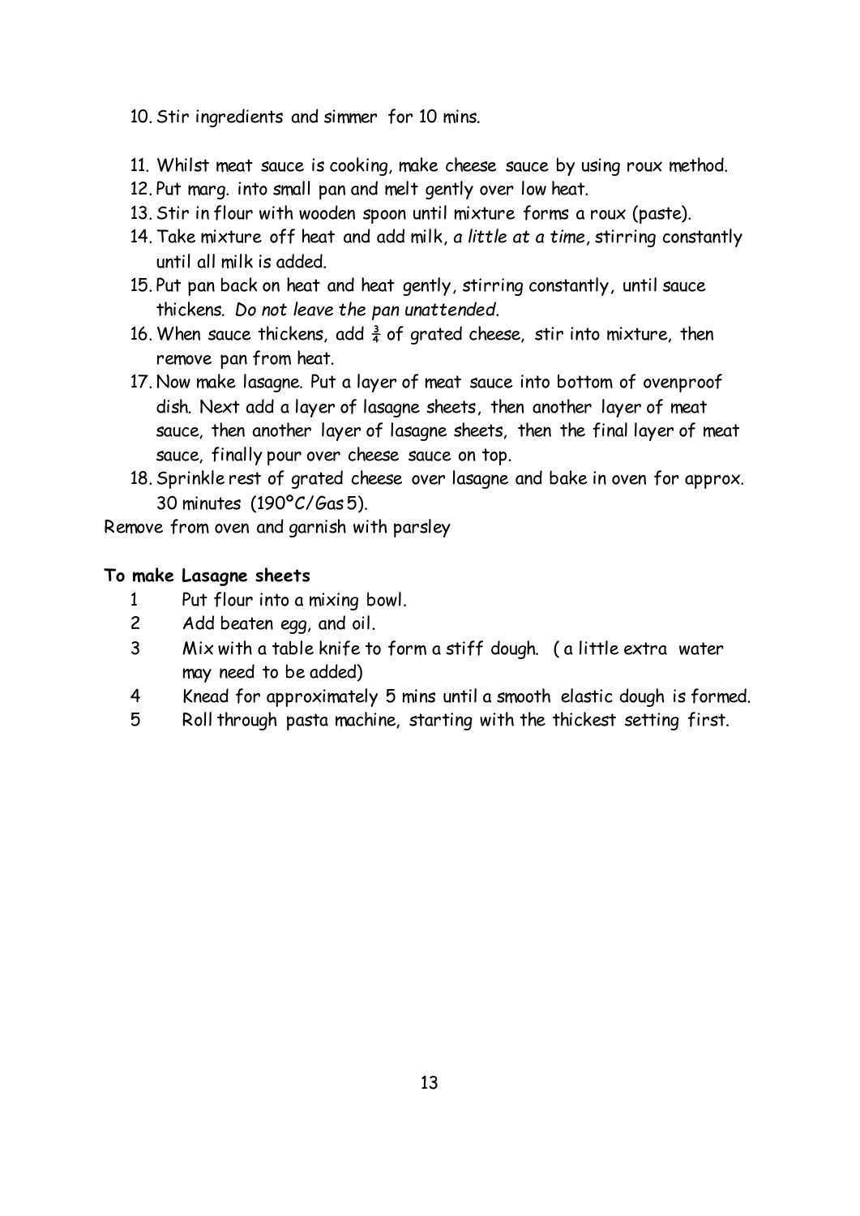10. Stir ingredients and simmer for 10 mins.

11. Whilst meat sauce is cooking, make cheese sauce by using roux method.
12. Put marg. into small pan and melt gently over low heat.
13. Stir in flour with wooden spoon until mixture forms a roux (paste).
14. Take mixture off heat and add milk, *a little at a time*, stirring constantly until all milk is added.
15. Put pan back on heat and heat gently, stirring constantly, until sauce thickens. *Do not leave the pan unattended.*
16. When sauce thickens, add ¾ of grated cheese, stir into mixture, then remove pan from heat.
17. Now make lasagne. Put a layer of meat sauce into bottom of ovenproof dish. Next add a layer of lasagne sheets, then another layer of meat sauce, then another layer of lasagne sheets, then the final layer of meat sauce, finally pour over cheese sauce on top.
18. Sprinkle rest of grated cheese over lasagne and bake in oven for approx. 30 minutes (190°C/Gas 5).

Remove from oven and garnish with parsley

**To make Lasagne sheets**

1. Put flour into a mixing bowl.
2. Add beaten egg, and oil.
3. Mix with a table knife to form a stiff dough. ( a little extra water may need to be added)
4. Knead for approximately 5 mins until a smooth elastic dough is formed.
5. Roll through pasta machine, starting with the thickest setting first.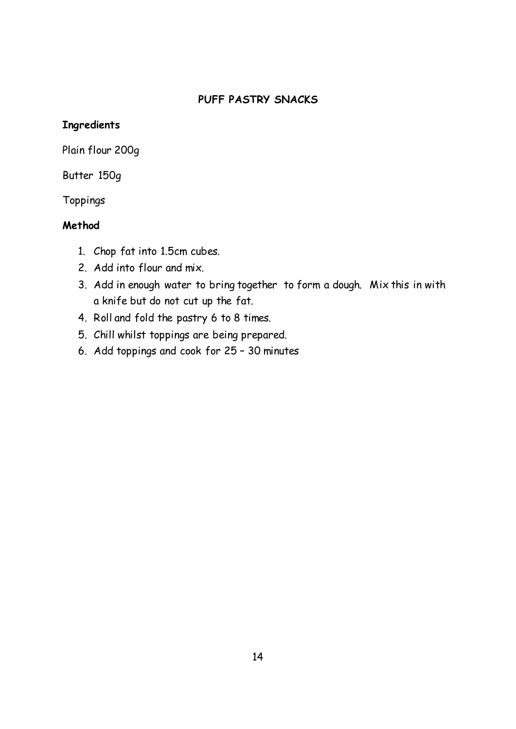## PUFF PASTRY SNACKS

**Ingredients**

Plain flour 200g

Butter 150g

Toppings

**Method**

1. Chop fat into 1.5cm cubes.
2. Add into flour and mix.
3. Add in enough water to bring together to form a dough. Mix this in with a knife but do not cut up the fat.
4. Roll and fold the pastry 6 to 8 times.
5. Chill whilst toppings are being prepared.
6. Add toppings and cook for 25 – 30 minutes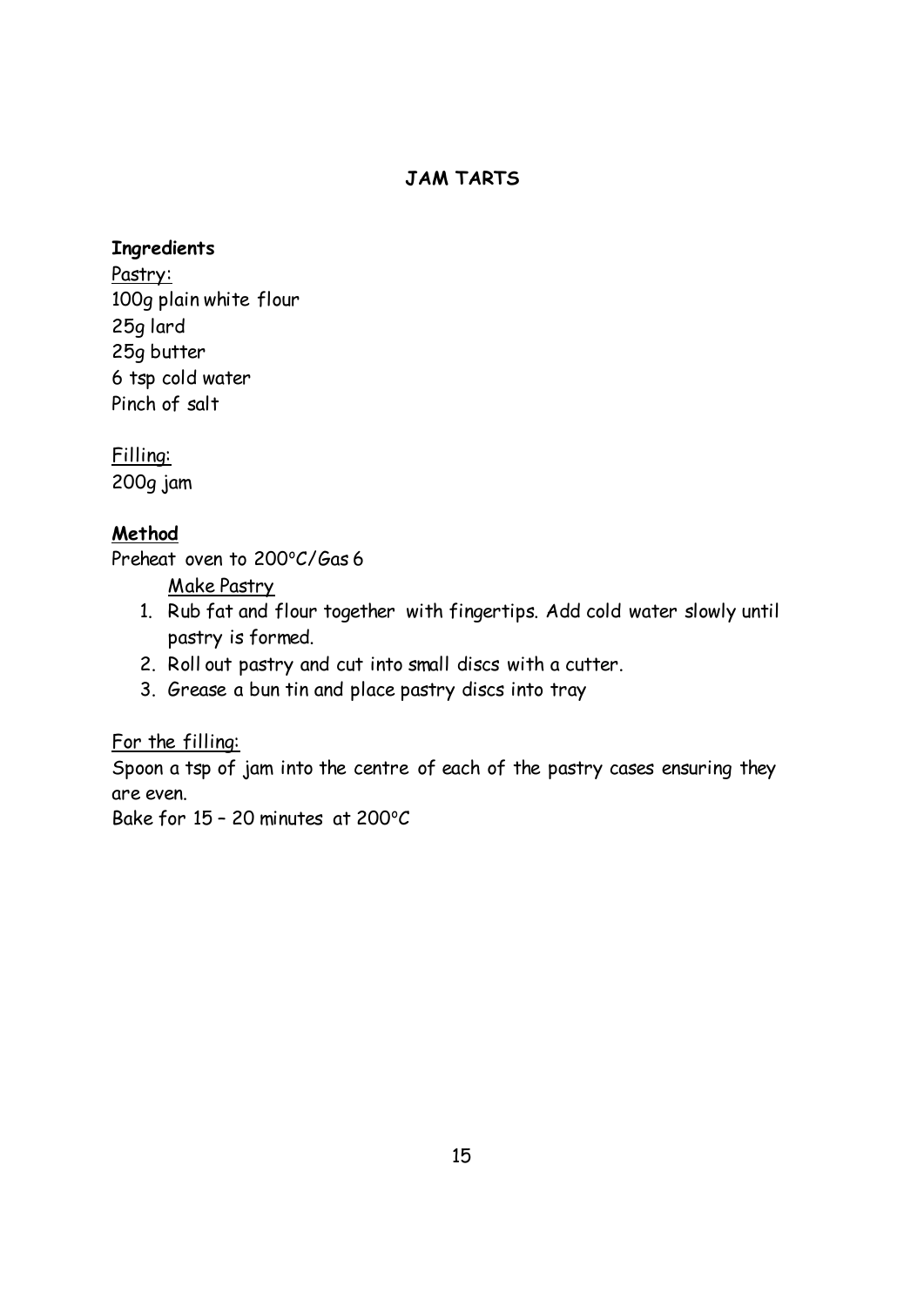## JAM TARTS

**Ingredients**

Pastry:

100g plain white flour
25g lard
25g butter
6 tsp cold water
Pinch of salt

Filling:

200g jam

**Method**

Preheat oven to 200°C/Gas 6

Make Pastry

1. Rub fat and flour together with fingertips. Add cold water slowly until pastry is formed.
2. Roll out pastry and cut into small discs with a cutter.
3. Grease a bun tin and place pastry discs into tray

For the filling:

Spoon a tsp of jam into the centre of each of the pastry cases ensuring they are even.
Bake for 15 – 20 minutes at 200°C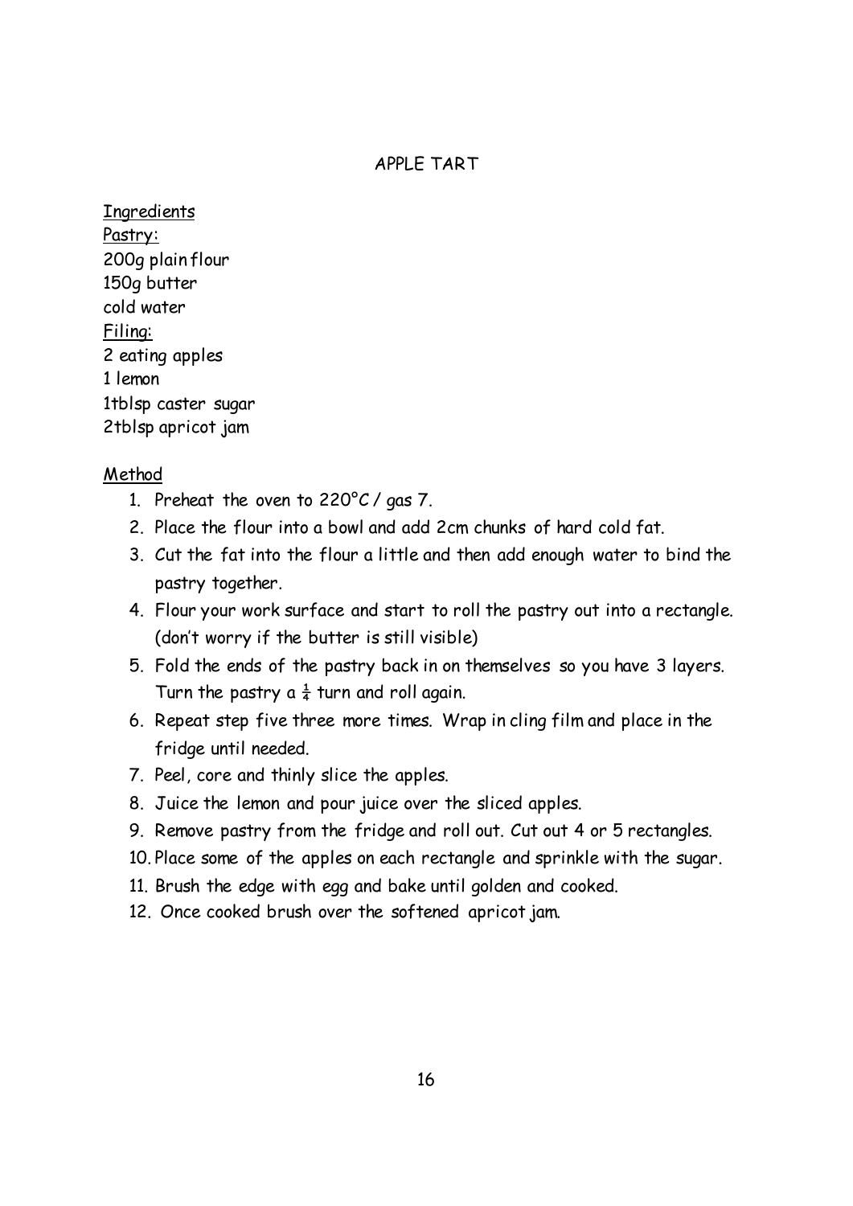# APPLE TART

Ingredients

Pastry:

200g plain flour
150g butter
cold water

Filing:

2 eating apples
1 lemon
1tblsp caster sugar
2tblsp apricot jam

Method

1. Preheat the oven to 220°C / gas 7.
2. Place the flour into a bowl and add 2cm chunks of hard cold fat.
3. Cut the fat into the flour a little and then add enough water to bind the pastry together.
4. Flour your work surface and start to roll the pastry out into a rectangle. (don't worry if the butter is still visible)
5. Fold the ends of the pastry back in on themselves so you have 3 layers. Turn the pastry a ¼ turn and roll again.
6. Repeat step five three more times. Wrap in cling film and place in the fridge until needed.
7. Peel, core and thinly slice the apples.
8. Juice the lemon and pour juice over the sliced apples.
9. Remove pastry from the fridge and roll out. Cut out 4 or 5 rectangles.
10. Place some of the apples on each rectangle and sprinkle with the sugar.
11. Brush the edge with egg and bake until golden and cooked.
12. Once cooked brush over the softened apricot jam.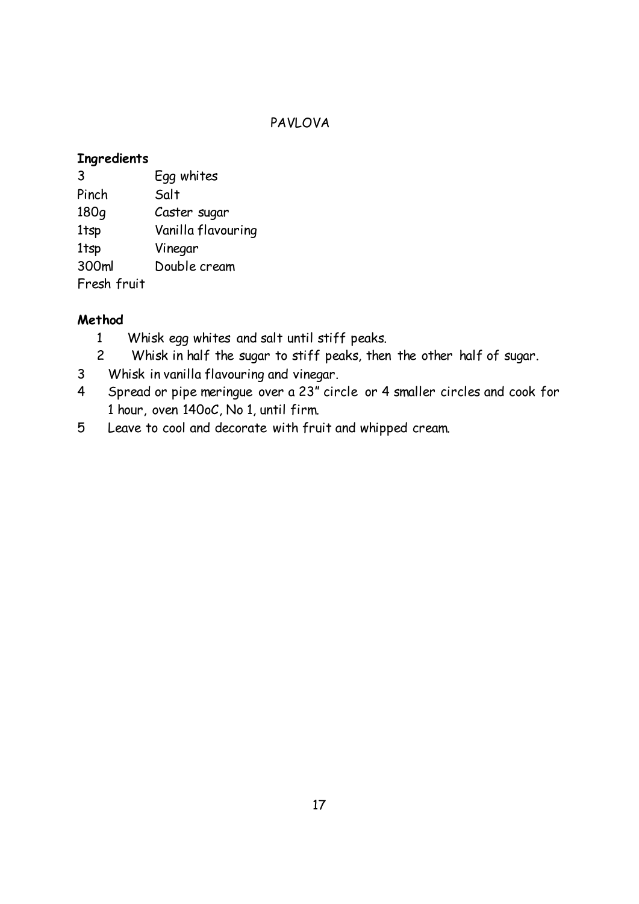# PAVLOVA

**Ingredients**

| | |
|---|---|
| 3 | Egg whites |
| Pinch | Salt |
| 180g | Caster sugar |
| 1tsp | Vanilla flavouring |
| 1tsp | Vinegar |
| 300ml | Double cream |
| Fresh fruit | |

**Method**

1. Whisk egg whites and salt until stiff peaks.
2. Whisk in half the sugar to stiff peaks, then the other half of sugar.
3. Whisk in vanilla flavouring and vinegar.
4. Spread or pipe meringue over a 23" circle or 4 smaller circles and cook for 1 hour, oven 140oC, No 1, until firm.
5. Leave to cool and decorate with fruit and whipped cream.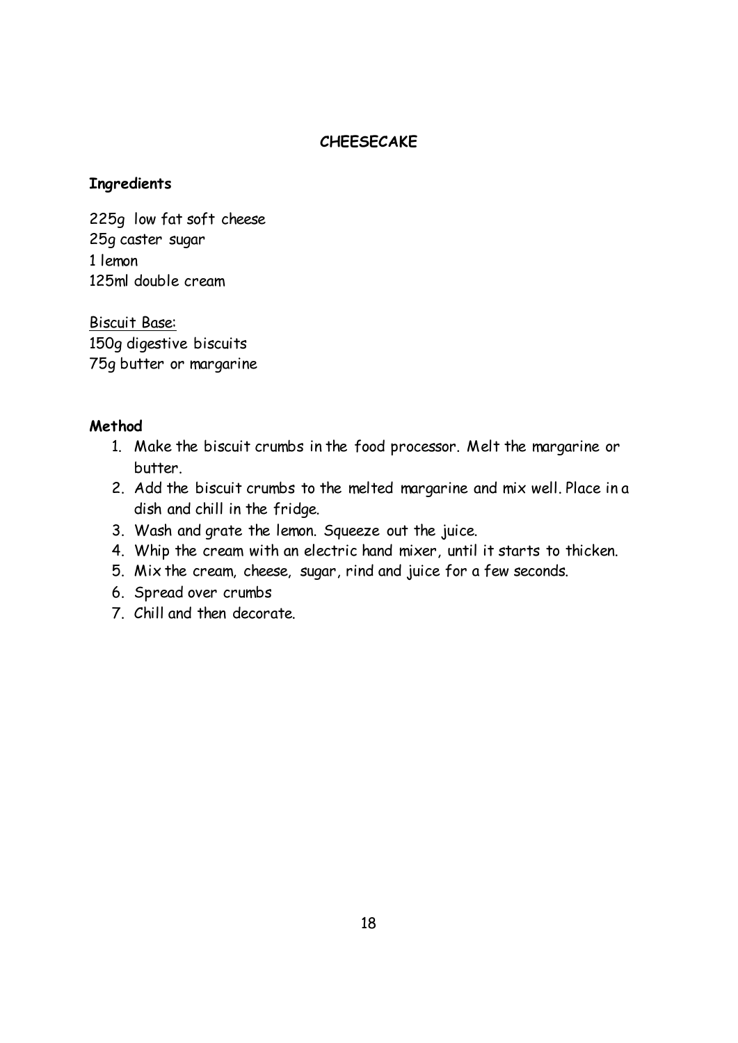# CHEESECAKE

**Ingredients**

225g low fat soft cheese
25g caster sugar
1 lemon
125ml double cream

Biscuit Base:
150g digestive biscuits
75g butter or margarine

**Method**

1. Make the biscuit crumbs in the food processor. Melt the margarine or butter.
2. Add the biscuit crumbs to the melted margarine and mix well. Place in a dish and chill in the fridge.
3. Wash and grate the lemon. Squeeze out the juice.
4. Whip the cream with an electric hand mixer, until it starts to thicken.
5. Mix the cream, cheese, sugar, rind and juice for a few seconds.
6. Spread over crumbs
7. Chill and then decorate.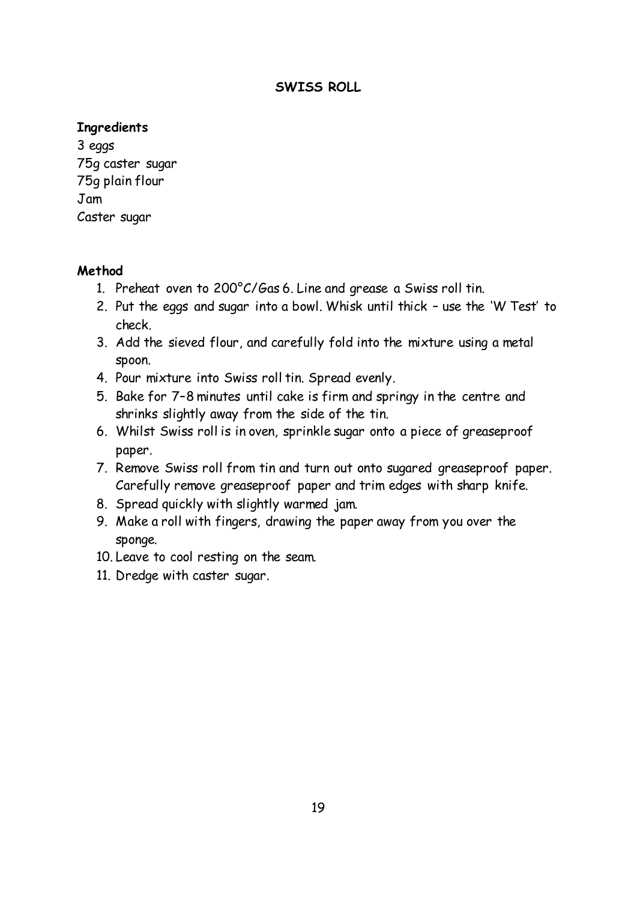# SWISS ROLL

**Ingredients**

3 eggs
75g caster sugar
75g plain flour
Jam
Caster sugar

**Method**

1. Preheat oven to 200°C/Gas 6. Line and grease a Swiss roll tin.
2. Put the eggs and sugar into a bowl. Whisk until thick – use the 'W Test' to check.
3. Add the sieved flour, and carefully fold into the mixture using a metal spoon.
4. Pour mixture into Swiss roll tin. Spread evenly.
5. Bake for 7–8 minutes until cake is firm and springy in the centre and shrinks slightly away from the side of the tin.
6. Whilst Swiss roll is in oven, sprinkle sugar onto a piece of greaseproof paper.
7. Remove Swiss roll from tin and turn out onto sugared greaseproof paper. Carefully remove greaseproof paper and trim edges with sharp knife.
8. Spread quickly with slightly warmed jam.
9. Make a roll with fingers, drawing the paper away from you over the sponge.
10. Leave to cool resting on the seam.
11. Dredge with caster sugar.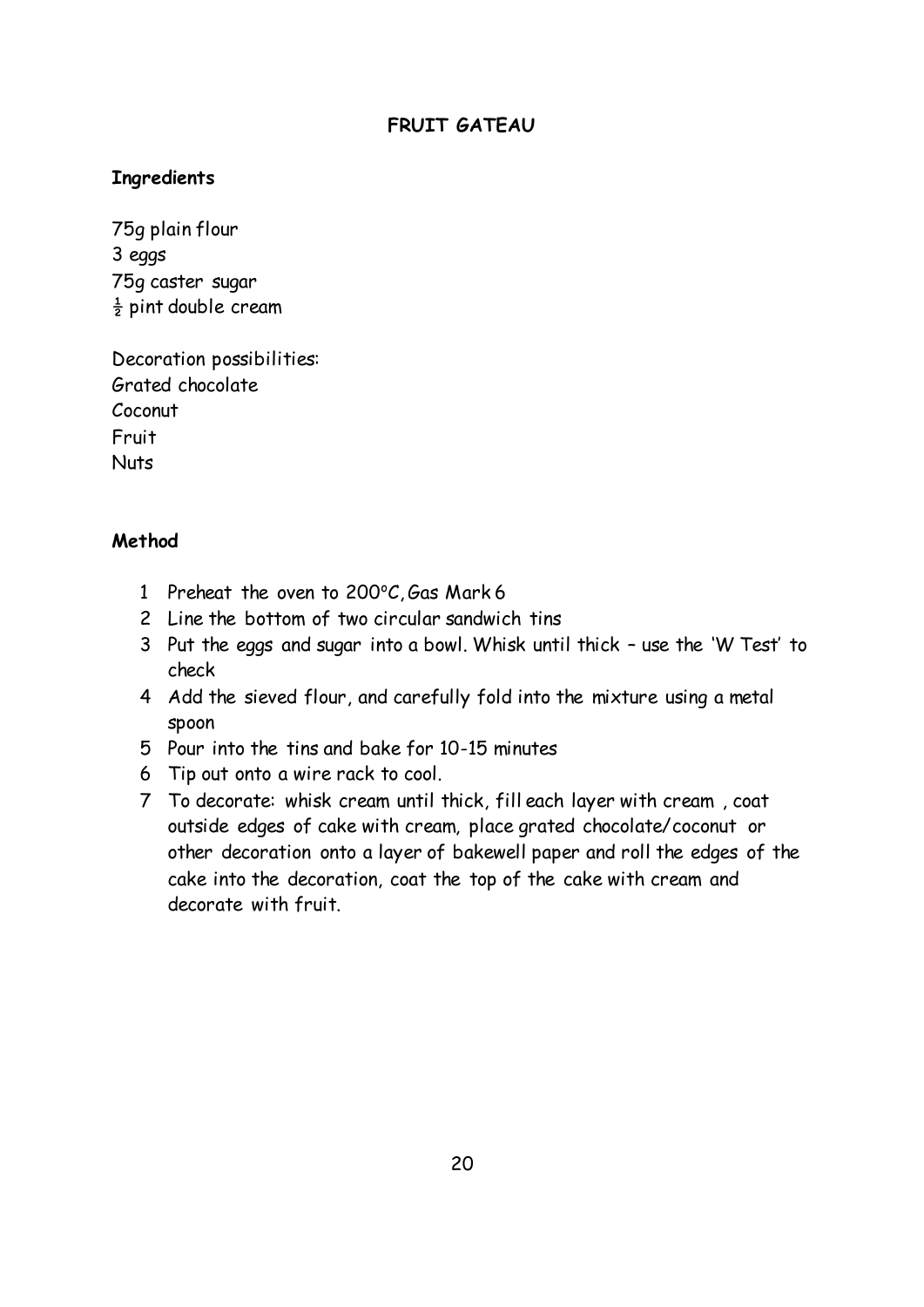## FRUIT GATEAU

### Ingredients

75g plain flour
3 eggs
75g caster sugar
½ pint double cream

Decoration possibilities:
Grated chocolate
Coconut
Fruit
Nuts

### Method

1. Preheat the oven to 200°C, Gas Mark 6
2. Line the bottom of two circular sandwich tins
3. Put the eggs and sugar into a bowl. Whisk until thick – use the 'W Test' to check
4. Add the sieved flour, and carefully fold into the mixture using a metal spoon
5. Pour into the tins and bake for 10-15 minutes
6. Tip out onto a wire rack to cool.
7. To decorate: whisk cream until thick, fill each layer with cream , coat outside edges of cake with cream, place grated chocolate/coconut or other decoration onto a layer of bakewell paper and roll the edges of the cake into the decoration, coat the top of the cake with cream and decorate with fruit.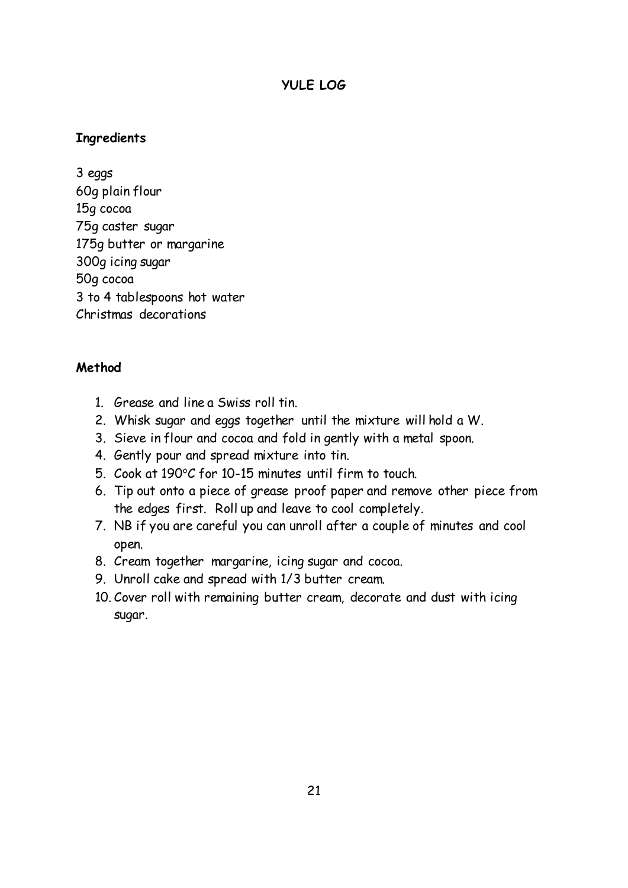# YULE LOG

## Ingredients

3 eggs
60g plain flour
15g cocoa
75g caster sugar
175g butter or margarine
300g icing sugar
50g cocoa
3 to 4 tablespoons hot water
Christmas decorations

## Method

1. Grease and line a Swiss roll tin.
2. Whisk sugar and eggs together until the mixture will hold a W.
3. Sieve in flour and cocoa and fold in gently with a metal spoon.
4. Gently pour and spread mixture into tin.
5. Cook at 190°C for 10-15 minutes until firm to touch.
6. Tip out onto a piece of grease proof paper and remove other piece from the edges first. Roll up and leave to cool completely.
7. NB if you are careful you can unroll after a couple of minutes and cool open.
8. Cream together margarine, icing sugar and cocoa.
9. Unroll cake and spread with 1/3 butter cream.
10. Cover roll with remaining butter cream, decorate and dust with icing sugar.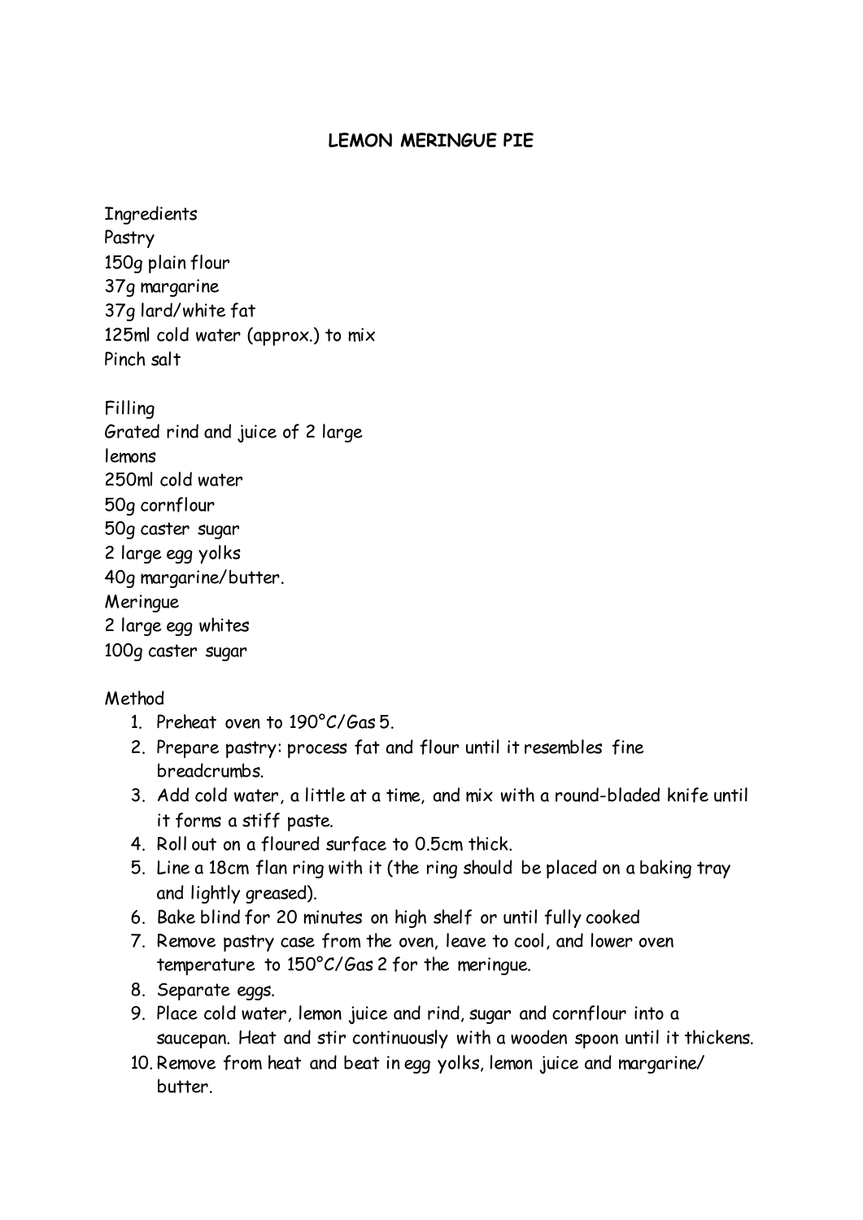# LEMON MERINGUE PIE

Ingredients

Pastry

150g plain flour
37g margarine
37g lard/white fat
125ml cold water (approx.) to mix
Pinch salt

Filling

Grated rind and juice of 2 large lemons
250ml cold water
50g cornflour
50g caster sugar
2 large egg yolks
40g margarine/butter.

Meringue

2 large egg whites
100g caster sugar

Method

1. Preheat oven to 190°C/Gas 5.
2. Prepare pastry: process fat and flour until it resembles fine breadcrumbs.
3. Add cold water, a little at a time, and mix with a round-bladed knife until it forms a stiff paste.
4. Roll out on a floured surface to 0.5cm thick.
5. Line a 18cm flan ring with it (the ring should be placed on a baking tray and lightly greased).
6. Bake blind for 20 minutes on high shelf or until fully cooked
7. Remove pastry case from the oven, leave to cool, and lower oven temperature to 150°C/Gas 2 for the meringue.
8. Separate eggs.
9. Place cold water, lemon juice and rind, sugar and cornflour into a saucepan. Heat and stir continuously with a wooden spoon until it thickens.
10. Remove from heat and beat in egg yolks, lemon juice and margarine/ butter.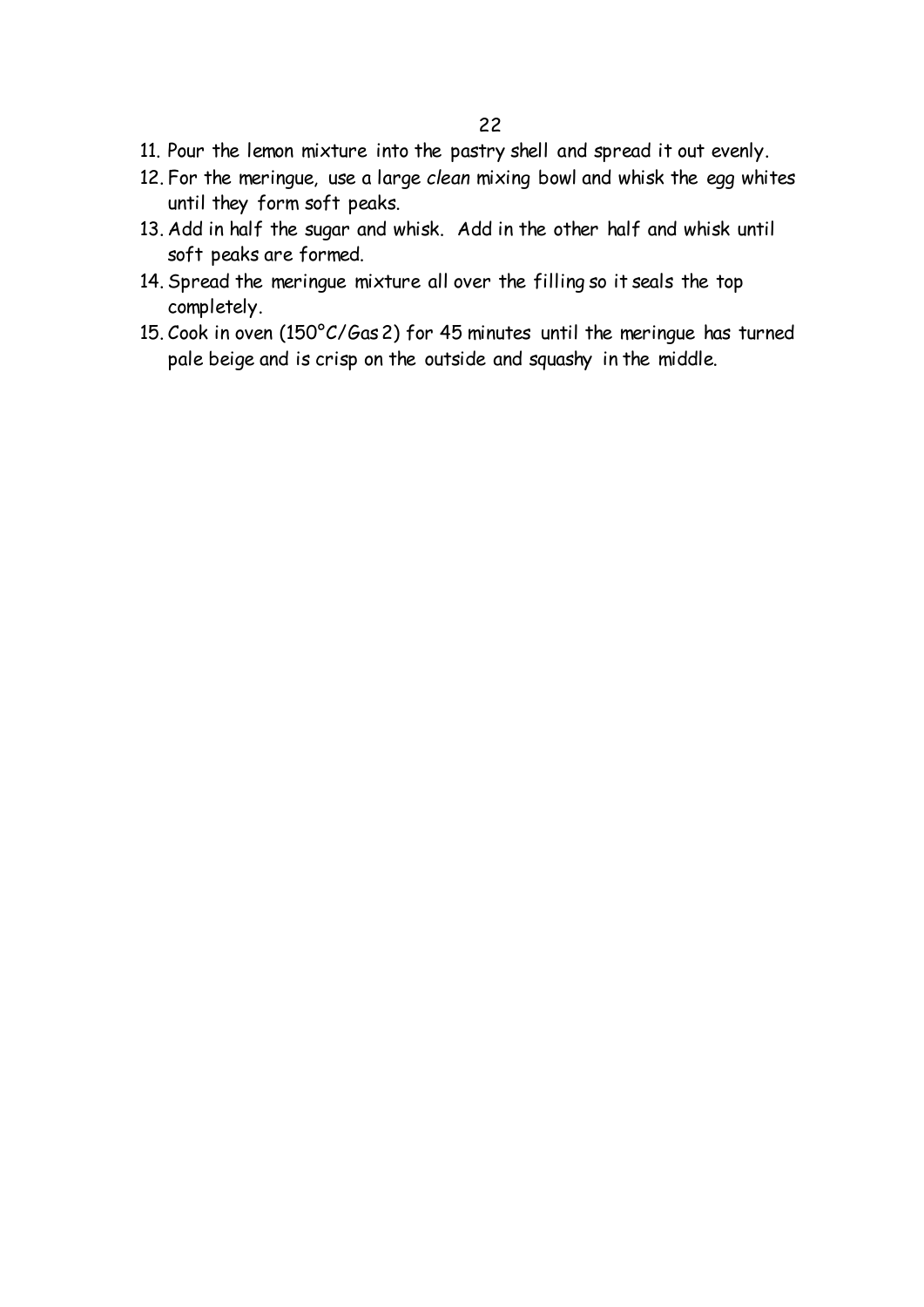11. Pour the lemon mixture into the pastry shell and spread it out evenly.
12. For the meringue, use a large *clean* mixing bowl and whisk the egg whites until they form soft peaks.
13. Add in half the sugar and whisk. Add in the other half and whisk until soft peaks are formed.
14. Spread the meringue mixture all over the filling so it seals the top completely.
15. Cook in oven (150°C/Gas 2) for 45 minutes until the meringue has turned pale beige and is crisp on the outside and squashy in the middle.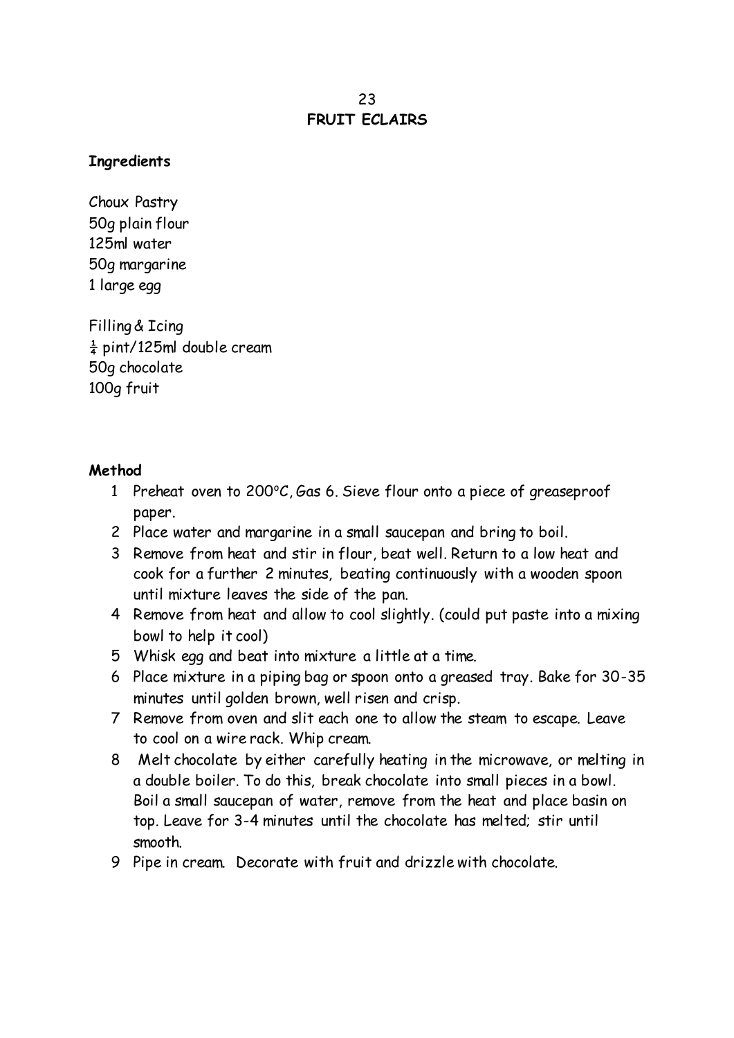# FRUIT ECLAIRS

**Ingredients**

Choux Pastry
50g plain flour
125ml water
50g margarine
1 large egg

Filling & Icing
¼ pint/125ml double cream
50g chocolate
100g fruit

**Method**

1. Preheat oven to 200°C, Gas 6. Sieve flour onto a piece of greaseproof paper.
2. Place water and margarine in a small saucepan and bring to boil.
3. Remove from heat and stir in flour, beat well. Return to a low heat and cook for a further 2 minutes, beating continuously with a wooden spoon until mixture leaves the side of the pan.
4. Remove from heat and allow to cool slightly. (could put paste into a mixing bowl to help it cool)
5. Whisk egg and beat into mixture a little at a time.
6. Place mixture in a piping bag or spoon onto a greased tray. Bake for 30-35 minutes until golden brown, well risen and crisp.
7. Remove from oven and slit each one to allow the steam to escape. Leave to cool on a wire rack. Whip cream.
8. Melt chocolate by either carefully heating in the microwave, or melting in a double boiler. To do this, break chocolate into small pieces in a bowl. Boil a small saucepan of water, remove from the heat and place basin on top. Leave for 3-4 minutes until the chocolate has melted; stir until smooth.
9. Pipe in cream. Decorate with fruit and drizzle with chocolate.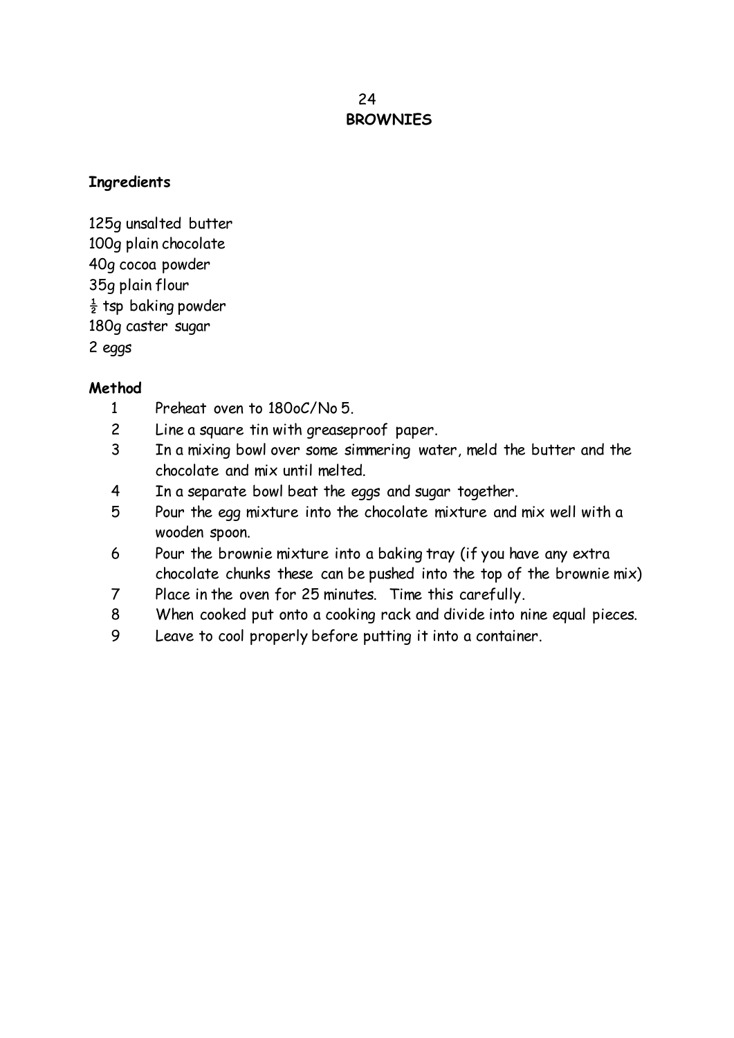## BROWNIES

**Ingredients**

125g unsalted butter
100g plain chocolate
40g cocoa powder
35g plain flour
½ tsp baking powder
180g caster sugar
2 eggs

**Method**

1. Preheat oven to 180oC/No 5.
2. Line a square tin with greaseproof paper.
3. In a mixing bowl over some simmering water, meld the butter and the chocolate and mix until melted.
4. In a separate bowl beat the eggs and sugar together.
5. Pour the egg mixture into the chocolate mixture and mix well with a wooden spoon.
6. Pour the brownie mixture into a baking tray (if you have any extra chocolate chunks these can be pushed into the top of the brownie mix)
7. Place in the oven for 25 minutes. Time this carefully.
8. When cooked put onto a cooking rack and divide into nine equal pieces.
9. Leave to cool properly before putting it into a container.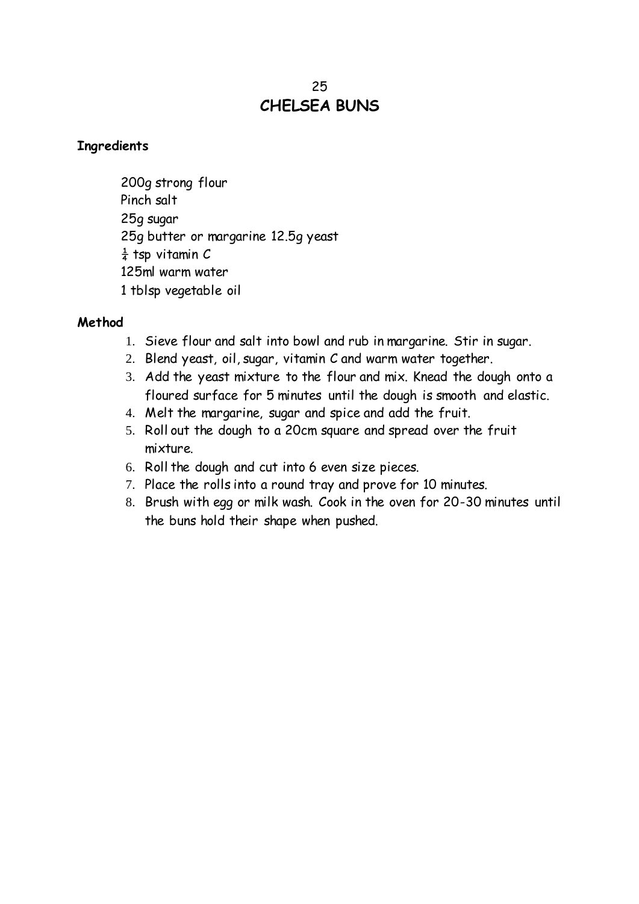# CHELSEA BUNS

**Ingredients**

200g strong flour
Pinch salt
25g sugar
25g butter or margarine 12.5g yeast
¼ tsp vitamin C
125ml warm water
1 tblsp vegetable oil

**Method**

1. Sieve flour and salt into bowl and rub in margarine. Stir in sugar.
2. Blend yeast, oil, sugar, vitamin C and warm water together.
3. Add the yeast mixture to the flour and mix. Knead the dough onto a floured surface for 5 minutes until the dough is smooth and elastic.
4. Melt the margarine, sugar and spice and add the fruit.
5. Roll out the dough to a 20cm square and spread over the fruit mixture.
6. Roll the dough and cut into 6 even size pieces.
7. Place the rolls into a round tray and prove for 10 minutes.
8. Brush with egg or milk wash. Cook in the oven for 20-30 minutes until the buns hold their shape when pushed.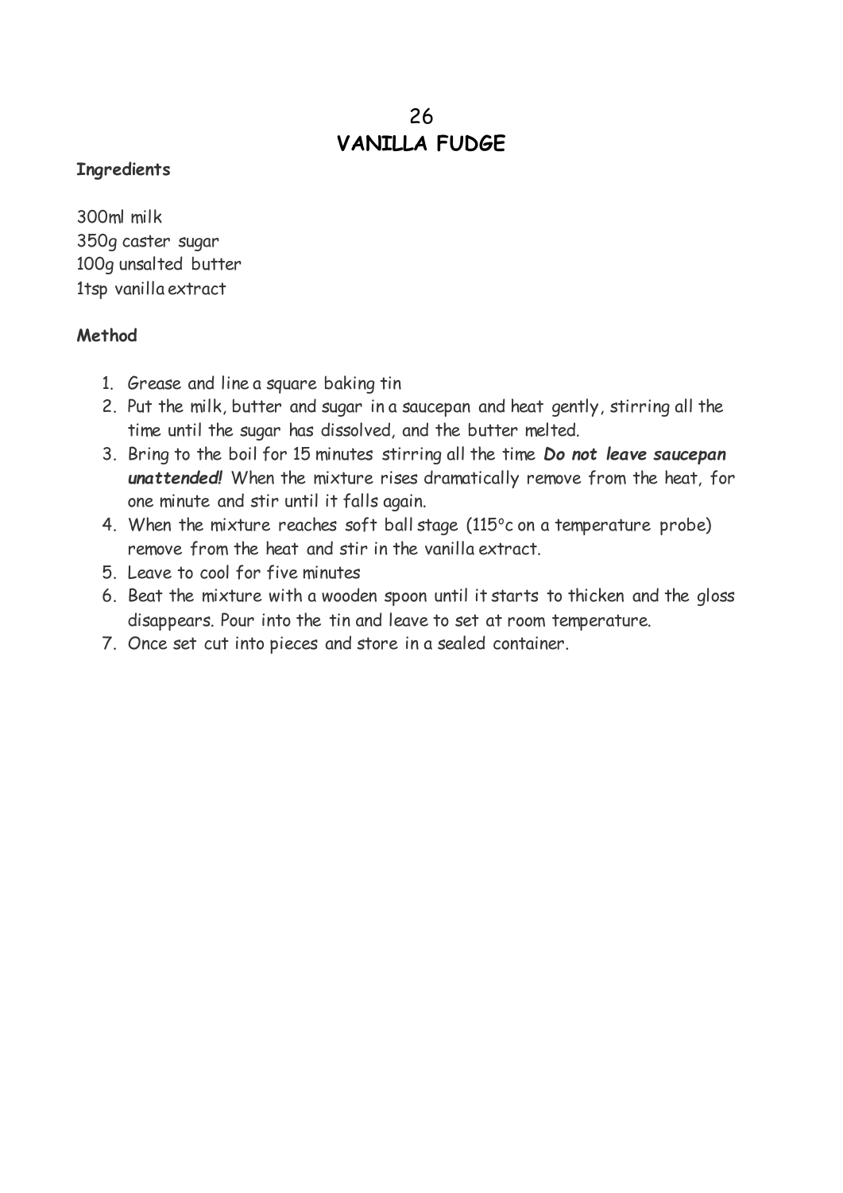# 26
# VANILLA FUDGE

**Ingredients**

300ml milk
350g caster sugar
100g unsalted butter
1tsp vanilla extract

**Method**

1. Grease and line a square baking tin
2. Put the milk, butter and sugar in a saucepan and heat gently, stirring all the time until the sugar has dissolved, and the butter melted.
3. Bring to the boil for 15 minutes stirring all the time ***Do not leave saucepan unattended!*** When the mixture rises dramatically remove from the heat, for one minute and stir until it falls again.
4. When the mixture reaches soft ball stage (115°c on a temperature probe) remove from the heat and stir in the vanilla extract.
5. Leave to cool for five minutes
6. Beat the mixture with a wooden spoon until it starts to thicken and the gloss disappears. Pour into the tin and leave to set at room temperature.
7. Once set cut into pieces and store in a sealed container.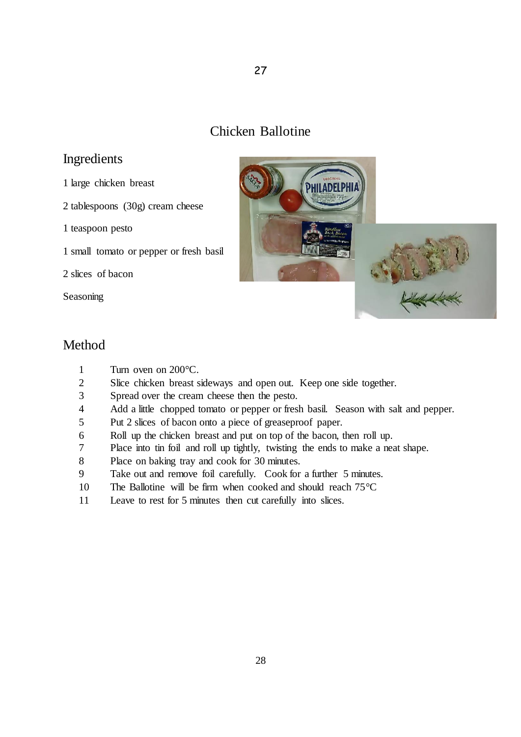# Chicken Ballotine

## Ingredients

1 large chicken breast

2 tablespoons (30g) cream cheese

1 teaspoon pesto

1 small tomato or pepper or fresh basil

2 slices of bacon

Seasoning

## Method

1. Turn oven on 200°C.
2. Slice chicken breast sideways and open out. Keep one side together.
3. Spread over the cream cheese then the pesto.
4. Add a little chopped tomato or pepper or fresh basil. Season with salt and pepper.
5. Put 2 slices of bacon onto a piece of greaseproof paper.
6. Roll up the chicken breast and put on top of the bacon, then roll up.
7. Place into tin foil and roll up tightly, twisting the ends to make a neat shape.
8. Place on baking tray and cook for 30 minutes.
9. Take out and remove foil carefully. Cook for a further 5 minutes.
10. The Ballotine will be firm when cooked and should reach 75°C
11. Leave to rest for 5 minutes then cut carefully into slices.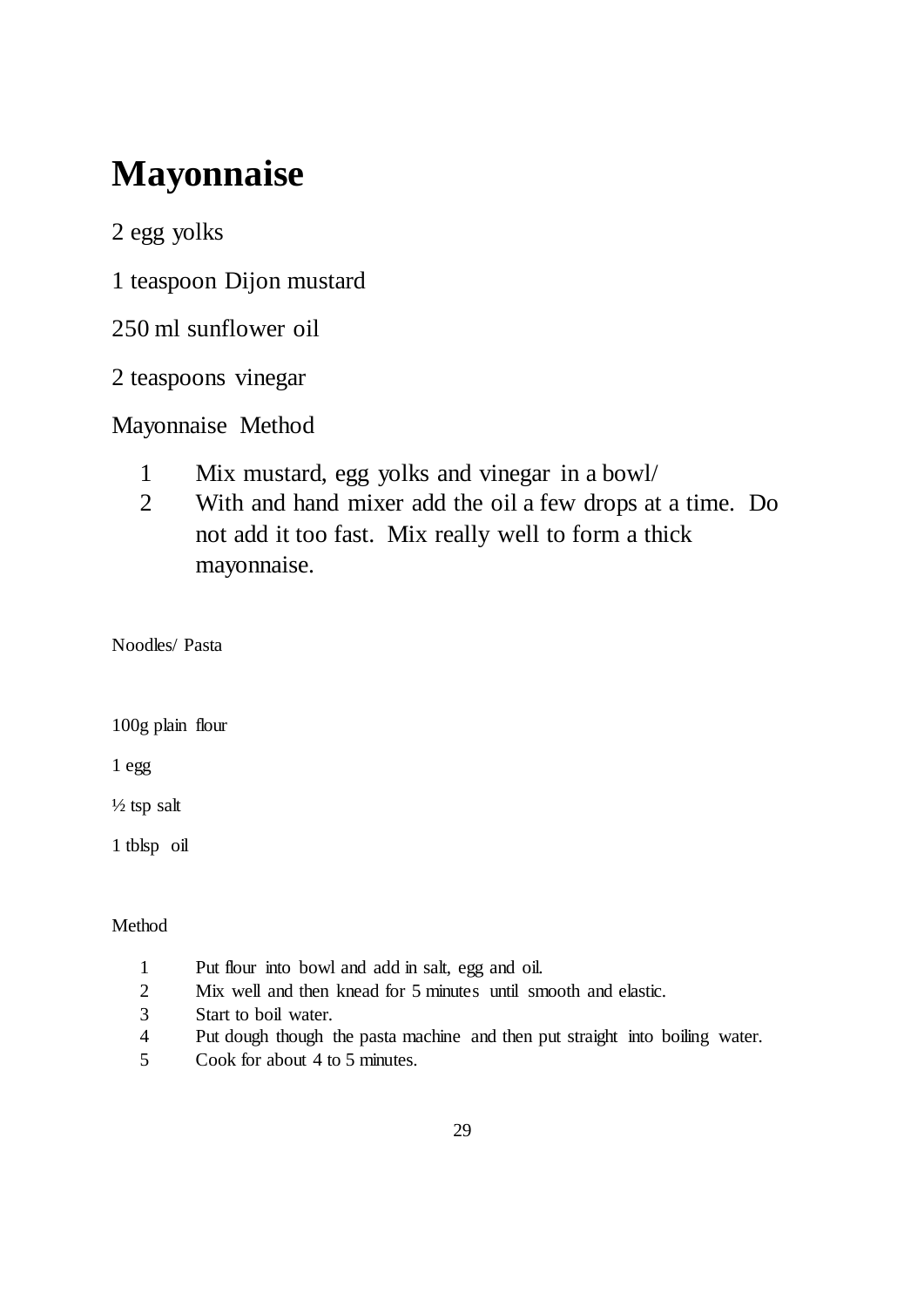# Mayonnaise

2 egg yolks

1 teaspoon Dijon mustard

250 ml sunflower oil

2 teaspoons vinegar

Mayonnaise Method

1. Mix mustard, egg yolks and vinegar in a bowl/
2. With and hand mixer add the oil a few drops at a time. Do not add it too fast. Mix really well to form a thick mayonnaise.

Noodles/ Pasta

100g plain flour

1 egg

½ tsp salt

1 tblsp oil

Method

1. Put flour into bowl and add in salt, egg and oil.
2. Mix well and then knead for 5 minutes until smooth and elastic.
3. Start to boil water.
4. Put dough though the pasta machine and then put straight into boiling water.
5. Cook for about 4 to 5 minutes.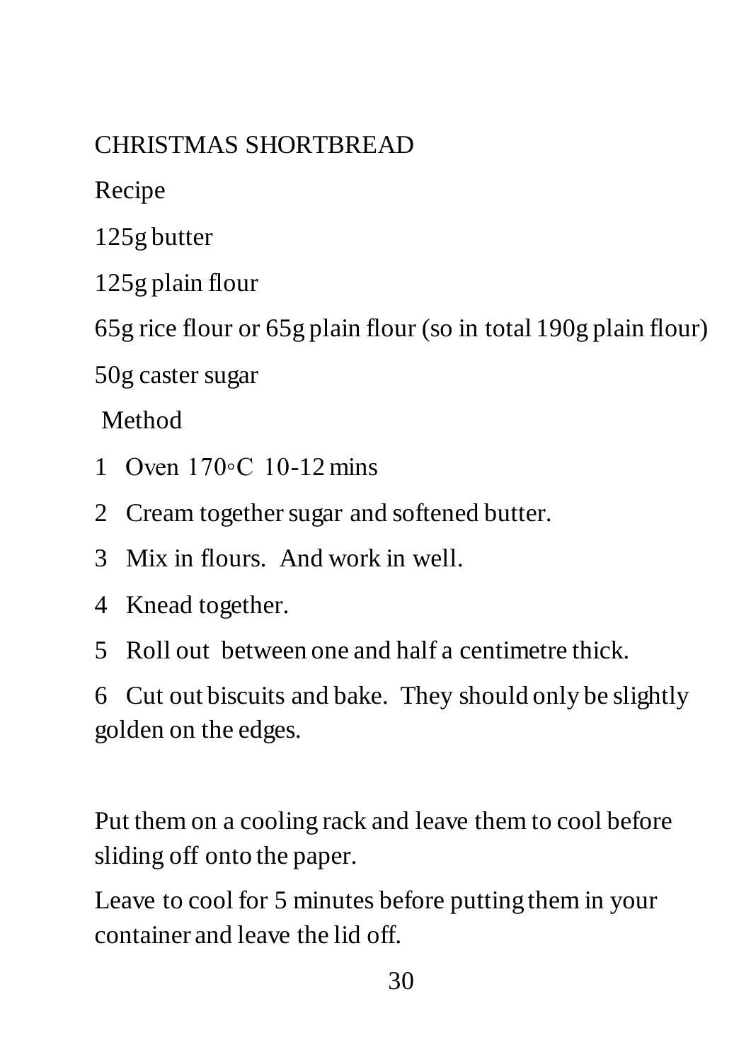# CHRISTMAS SHORTBREAD

## Recipe

125g butter

125g plain flour

65g rice flour or 65g plain flour (so in total 190g plain flour)

50g caster sugar

## Method

1 Oven 170◦C 10-12 mins

2 Cream together sugar and softened butter.

3 Mix in flours. And work in well.

4 Knead together.

5 Roll out between one and half a centimetre thick.

6 Cut out biscuits and bake. They should only be slightly golden on the edges.

Put them on a cooling rack and leave them to cool before sliding off onto the paper.

Leave to cool for 5 minutes before putting them in your container and leave the lid off.